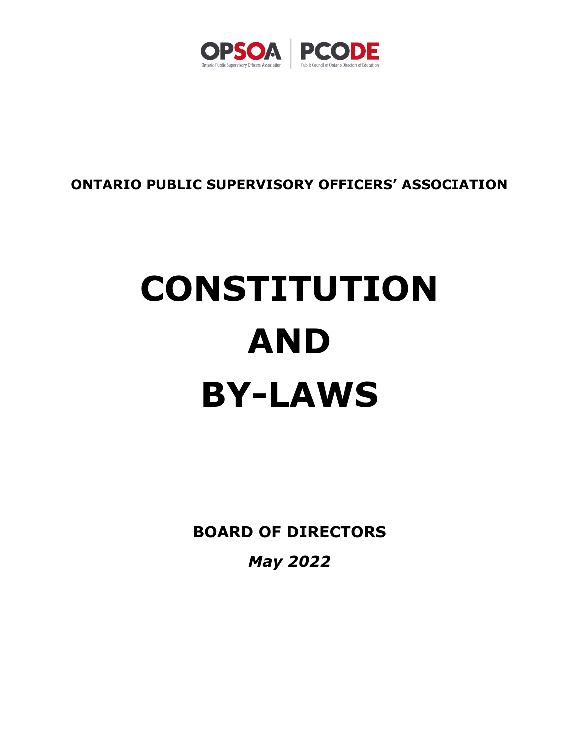OPSOA Ontario Public Supervisory Officers' Association | PCODE Public Council of Ontario Directors of Education

**ONTARIO PUBLIC SUPERVISORY OFFICERS' ASSOCIATION**

# CONSTITUTION AND BY-LAWS

**BOARD OF DIRECTORS**

***May 2022***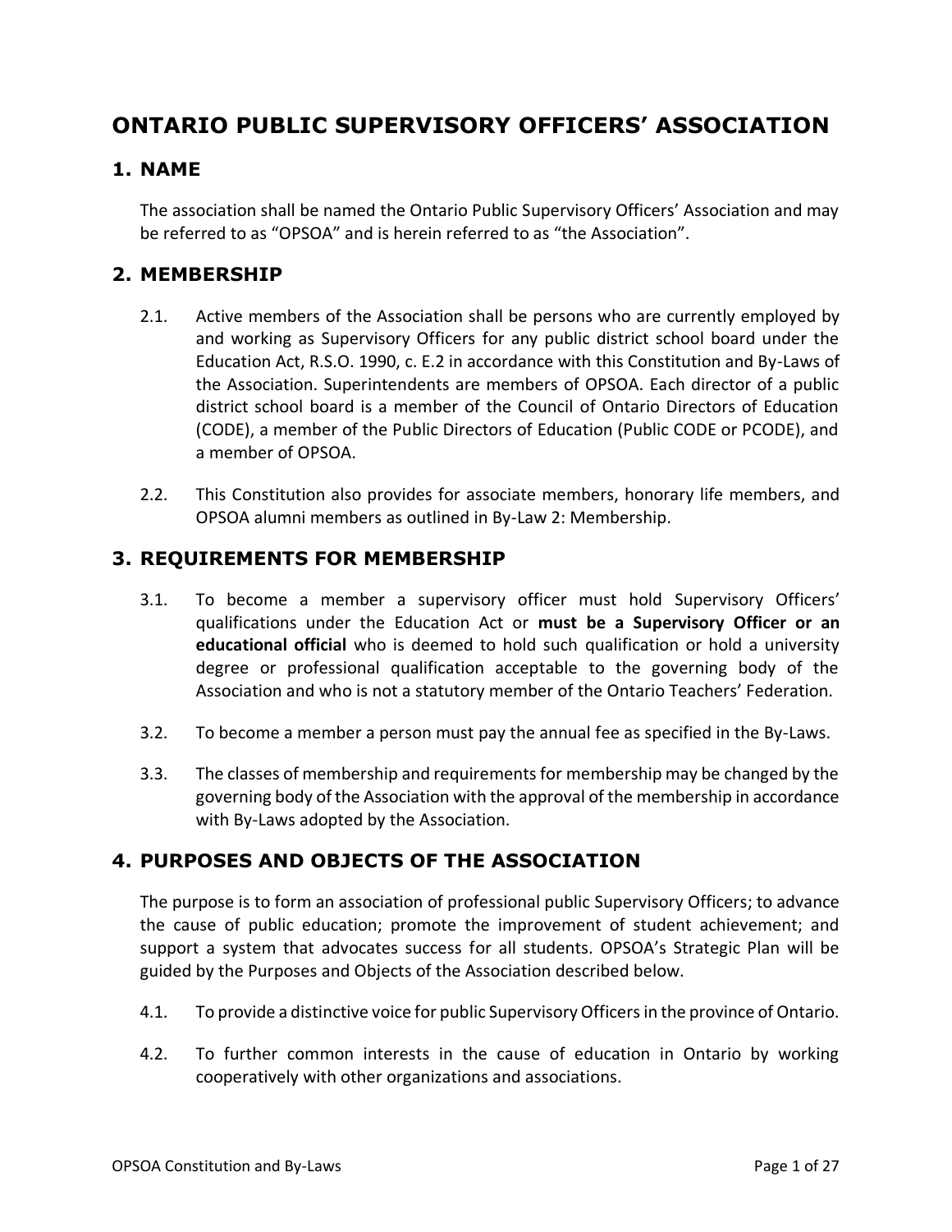# ONTARIO PUBLIC SUPERVISORY OFFICERS' ASSOCIATION

## 1. NAME

The association shall be named the Ontario Public Supervisory Officers' Association and may be referred to as "OPSOA" and is herein referred to as "the Association".

## 2. MEMBERSHIP

2.1. Active members of the Association shall be persons who are currently employed by and working as Supervisory Officers for any public district school board under the Education Act, R.S.O. 1990, c. E.2 in accordance with this Constitution and By-Laws of the Association. Superintendents are members of OPSOA. Each director of a public district school board is a member of the Council of Ontario Directors of Education (CODE), a member of the Public Directors of Education (Public CODE or PCODE), and a member of OPSOA.

2.2. This Constitution also provides for associate members, honorary life members, and OPSOA alumni members as outlined in By-Law 2: Membership.

## 3. REQUIREMENTS FOR MEMBERSHIP

3.1. To become a member a supervisory officer must hold Supervisory Officers' qualifications under the Education Act or **must be a Supervisory Officer or an educational official** who is deemed to hold such qualification or hold a university degree or professional qualification acceptable to the governing body of the Association and who is not a statutory member of the Ontario Teachers' Federation.

3.2. To become a member a person must pay the annual fee as specified in the By-Laws.

3.3. The classes of membership and requirements for membership may be changed by the governing body of the Association with the approval of the membership in accordance with By-Laws adopted by the Association.

## 4. PURPOSES AND OBJECTS OF THE ASSOCIATION

The purpose is to form an association of professional public Supervisory Officers; to advance the cause of public education; promote the improvement of student achievement; and support a system that advocates success for all students. OPSOA's Strategic Plan will be guided by the Purposes and Objects of the Association described below.

4.1. To provide a distinctive voice for public Supervisory Officers in the province of Ontario.

4.2. To further common interests in the cause of education in Ontario by working cooperatively with other organizations and associations.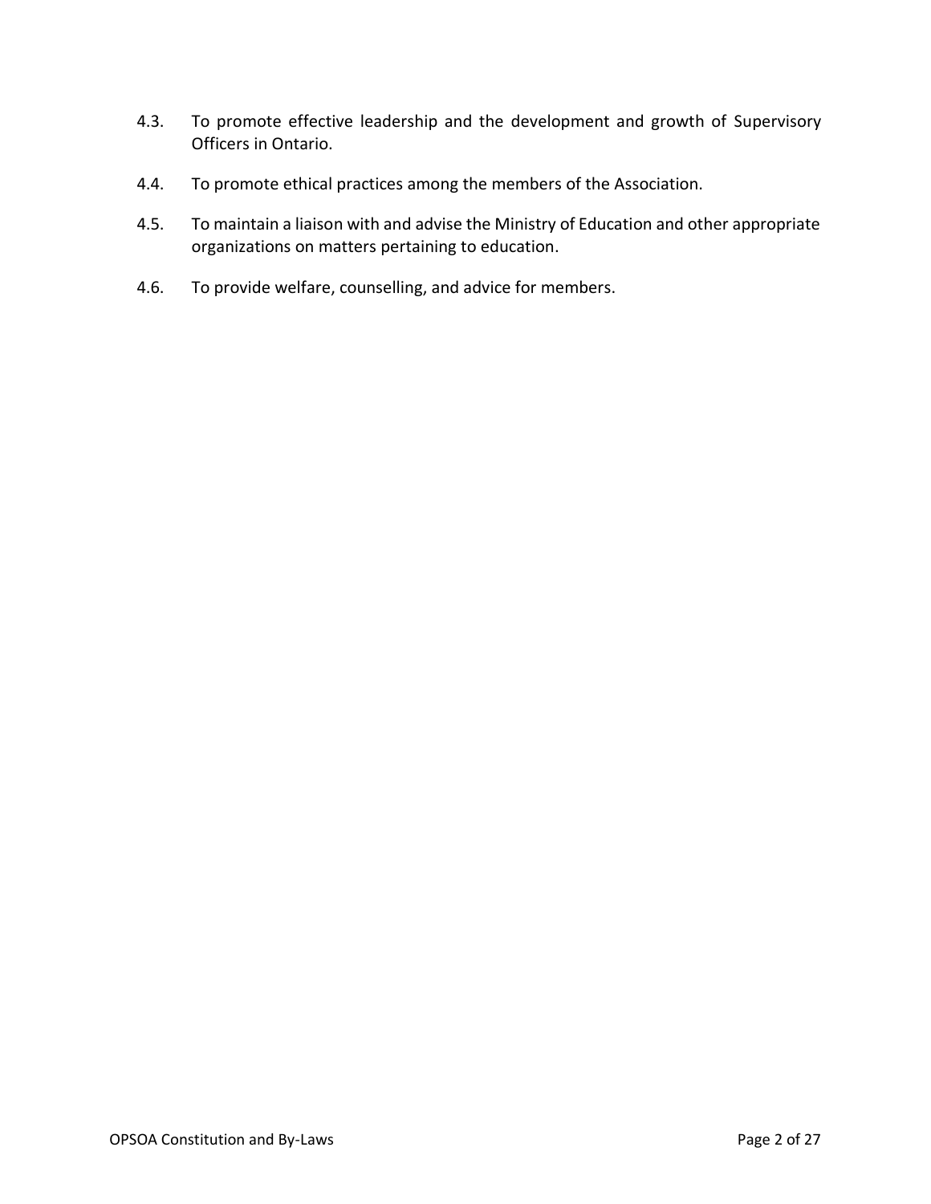4.3. To promote effective leadership and the development and growth of Supervisory Officers in Ontario.

4.4. To promote ethical practices among the members of the Association.

4.5. To maintain a liaison with and advise the Ministry of Education and other appropriate organizations on matters pertaining to education.

4.6. To provide welfare, counselling, and advice for members.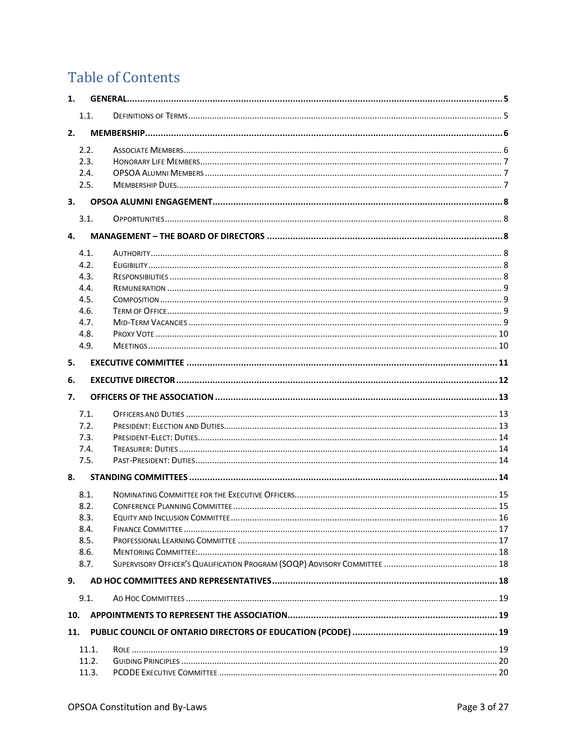# Table of Contents

1. GENERAL .......... 5
   - 1.1. DEFINITIONS OF TERMS .......... 5
2. MEMBERSHIP .......... 6
   - 2.2. ASSOCIATE MEMBERS .......... 6
   - 2.3. HONORARY LIFE MEMBERS .......... 7
   - 2.4. OPSOA ALUMNI MEMBERS .......... 7
   - 2.5. MEMBERSHIP DUES .......... 7
3. OPSOA ALUMNI ENGAGEMENT .......... 8
   - 3.1. OPPORTUNITIES .......... 8
4. MANAGEMENT – THE BOARD OF DIRECTORS .......... 8
   - 4.1. AUTHORITY .......... 8
   - 4.2. ELIGIBILITY .......... 8
   - 4.3. RESPONSIBILITIES .......... 8
   - 4.4. REMUNERATION .......... 9
   - 4.5. COMPOSITION .......... 9
   - 4.6. TERM OF OFFICE .......... 9
   - 4.7. MID-TERM VACANCIES .......... 9
   - 4.8. PROXY VOTE .......... 10
   - 4.9. MEETINGS .......... 10
5. EXECUTIVE COMMITTEE .......... 11
6. EXECUTIVE DIRECTOR .......... 12
7. OFFICERS OF THE ASSOCIATION .......... 13
   - 7.1. OFFICERS AND DUTIES .......... 13
   - 7.2. PRESIDENT: ELECTION AND DUTIES .......... 13
   - 7.3. PRESIDENT-ELECT: DUTIES .......... 14
   - 7.4. TREASURER: DUTIES .......... 14
   - 7.5. PAST-PRESIDENT: DUTIES .......... 14
8. STANDING COMMITTEES .......... 14
   - 8.1. NOMINATING COMMITTEE FOR THE EXECUTIVE OFFICERS .......... 15
   - 8.2. CONFERENCE PLANNING COMMITTEE .......... 15
   - 8.3. EQUITY AND INCLUSION COMMITTEE .......... 16
   - 8.4. FINANCE COMMITTEE .......... 17
   - 8.5. PROFESSIONAL LEARNING COMMITTEE .......... 17
   - 8.6. MENTORING COMMITTEE: .......... 18
   - 8.7. SUPERVISORY OFFICER'S QUALIFICATION PROGRAM (SOQP) ADVISORY COMMITTEE .......... 18
9. AD HOC COMMITTEES AND REPRESENTATIVES .......... 18
   - 9.1. AD HOC COMMITTEES .......... 19
10. APPOINTMENTS TO REPRESENT THE ASSOCIATION .......... 19
11. PUBLIC COUNCIL OF ONTARIO DIRECTORS OF EDUCATION (PCODE) .......... 19
    - 11.1. ROLE .......... 19
    - 11.2. GUIDING PRINCIPLES .......... 20
    - 11.3. PCODE EXECUTIVE COMMITTEE .......... 20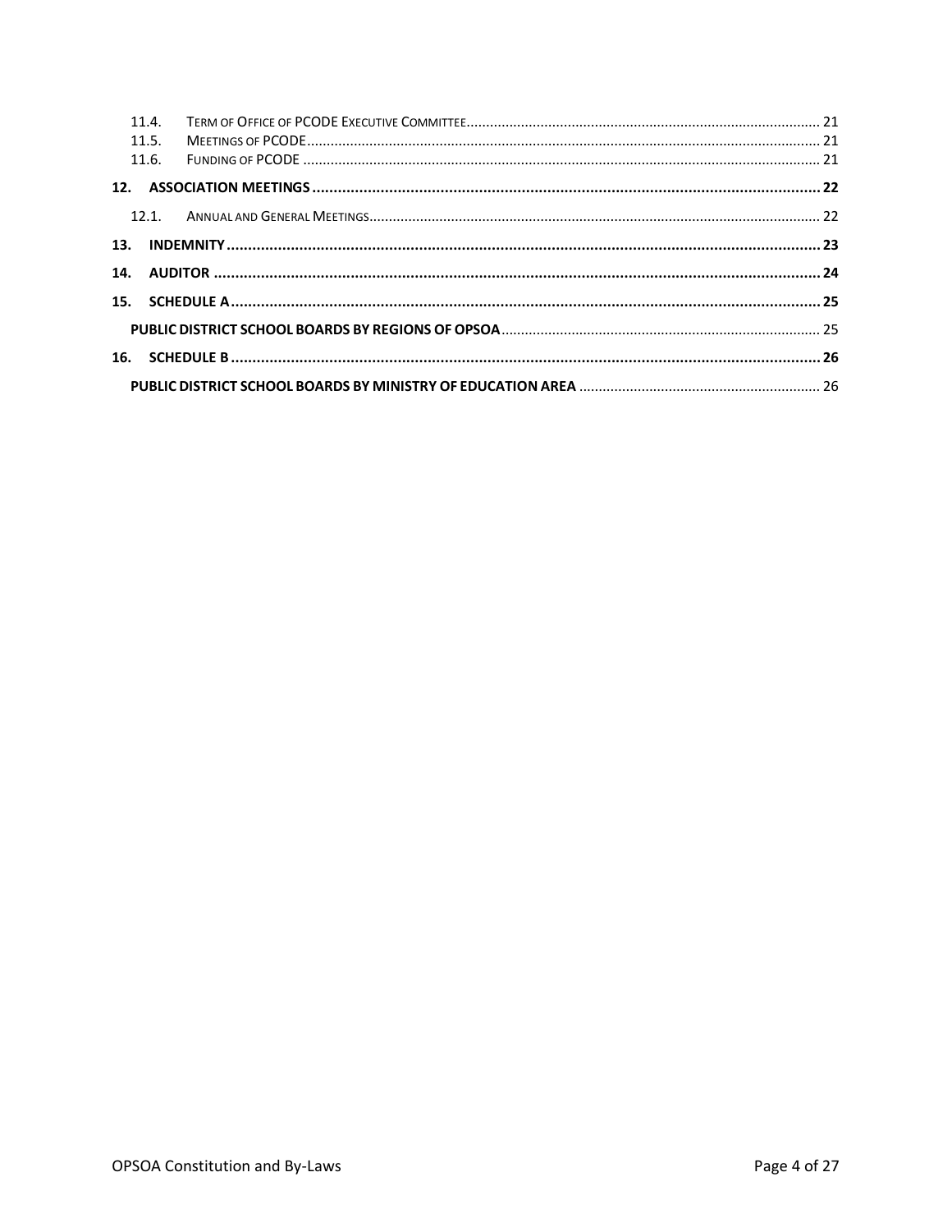11.4. Term of Office of PCODE Executive Committee ........ 21
11.5. Meetings of PCODE ........ 21
11.6. Funding of PCODE ........ 21

**12. ASSOCIATION MEETINGS ........ 22**

12.1. Annual and General Meetings ........ 22

**13. INDEMNITY ........ 23**

**14. AUDITOR ........ 24**

**15. SCHEDULE A ........ 25**

**PUBLIC DISTRICT SCHOOL BOARDS BY REGIONS OF OPSOA** ........ 25

**16. SCHEDULE B ........ 26**

**PUBLIC DISTRICT SCHOOL BOARDS BY MINISTRY OF EDUCATION AREA** ........ 26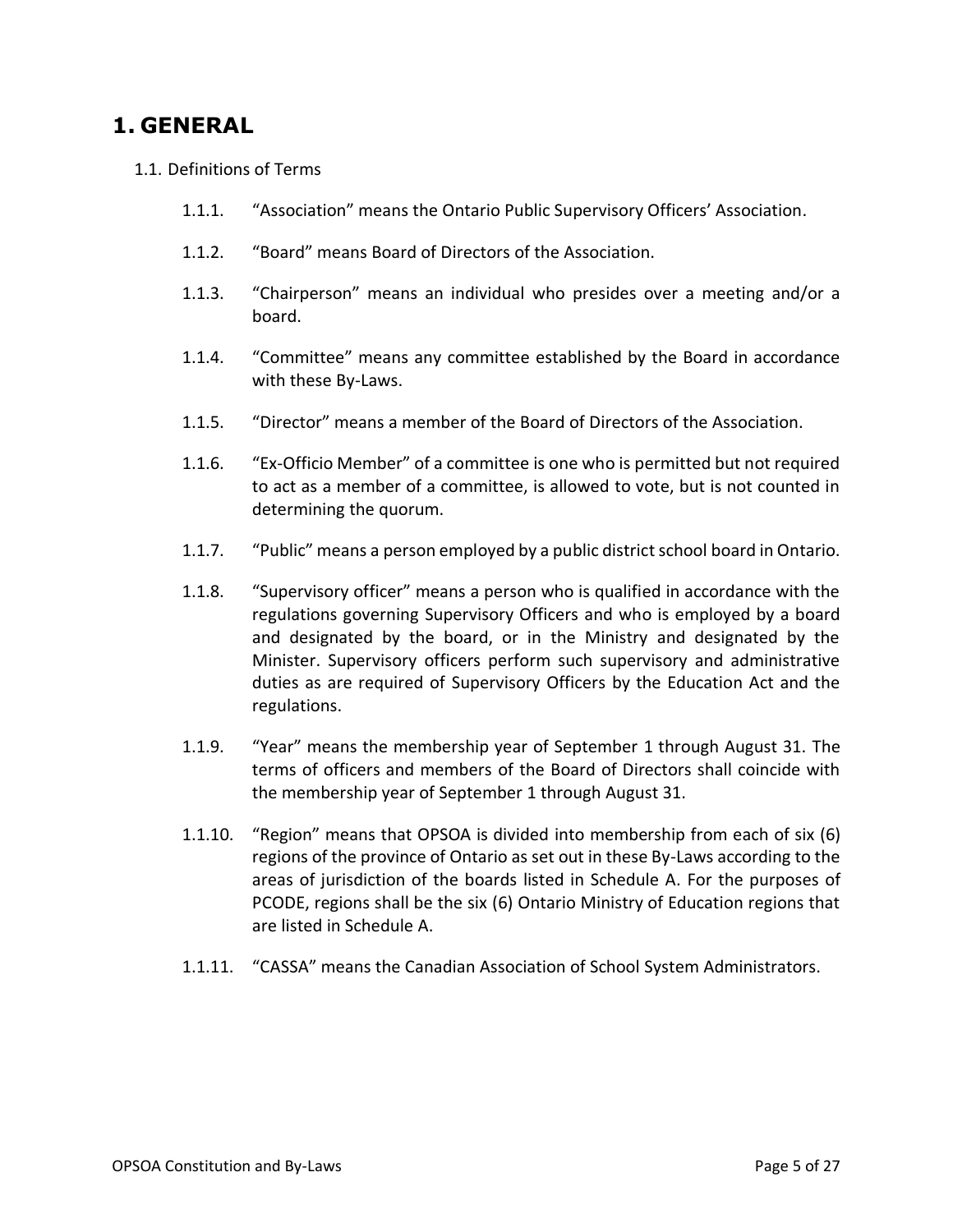# 1. GENERAL

1.1. Definitions of Terms

1.1.1. "Association" means the Ontario Public Supervisory Officers' Association.

1.1.2. "Board" means Board of Directors of the Association.

1.1.3. "Chairperson" means an individual who presides over a meeting and/or a board.

1.1.4. "Committee" means any committee established by the Board in accordance with these By-Laws.

1.1.5. "Director" means a member of the Board of Directors of the Association.

1.1.6. "Ex-Officio Member" of a committee is one who is permitted but not required to act as a member of a committee, is allowed to vote, but is not counted in determining the quorum.

1.1.7. "Public" means a person employed by a public district school board in Ontario.

1.1.8. "Supervisory officer" means a person who is qualified in accordance with the regulations governing Supervisory Officers and who is employed by a board and designated by the board, or in the Ministry and designated by the Minister. Supervisory officers perform such supervisory and administrative duties as are required of Supervisory Officers by the Education Act and the regulations.

1.1.9. "Year" means the membership year of September 1 through August 31. The terms of officers and members of the Board of Directors shall coincide with the membership year of September 1 through August 31.

1.1.10. "Region" means that OPSOA is divided into membership from each of six (6) regions of the province of Ontario as set out in these By-Laws according to the areas of jurisdiction of the boards listed in Schedule A. For the purposes of PCODE, regions shall be the six (6) Ontario Ministry of Education regions that are listed in Schedule A.

1.1.11. "CASSA" means the Canadian Association of School System Administrators.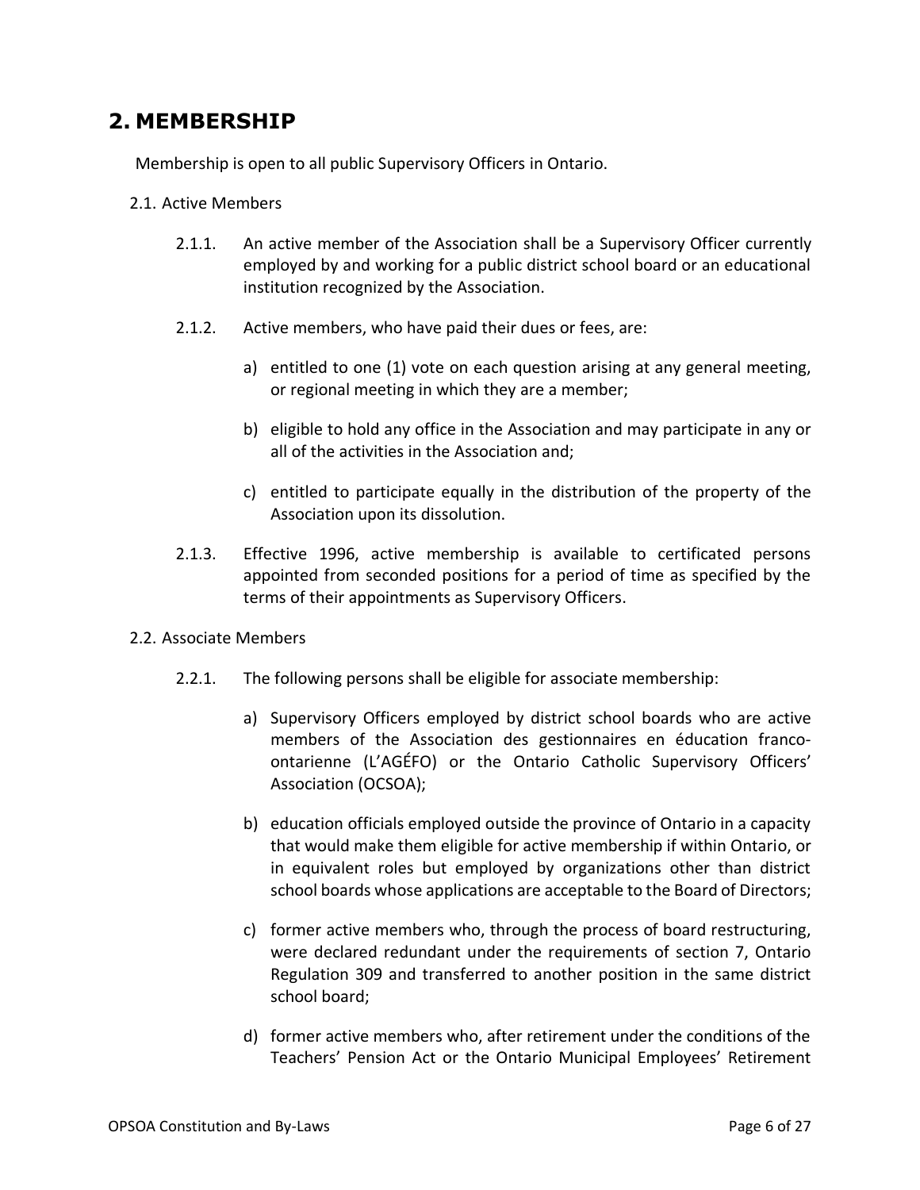## 2. MEMBERSHIP

Membership is open to all public Supervisory Officers in Ontario.

2.1. Active Members

2.1.1. An active member of the Association shall be a Supervisory Officer currently employed by and working for a public district school board or an educational institution recognized by the Association.

2.1.2. Active members, who have paid their dues or fees, are:

a) entitled to one (1) vote on each question arising at any general meeting, or regional meeting in which they are a member;

b) eligible to hold any office in the Association and may participate in any or all of the activities in the Association and;

c) entitled to participate equally in the distribution of the property of the Association upon its dissolution.

2.1.3. Effective 1996, active membership is available to certificated persons appointed from seconded positions for a period of time as specified by the terms of their appointments as Supervisory Officers.

2.2. Associate Members

2.2.1. The following persons shall be eligible for associate membership:

a) Supervisory Officers employed by district school boards who are active members of the Association des gestionnaires en éducation franco-ontarienne (L'AGÉFO) or the Ontario Catholic Supervisory Officers' Association (OCSOA);

b) education officials employed outside the province of Ontario in a capacity that would make them eligible for active membership if within Ontario, or in equivalent roles but employed by organizations other than district school boards whose applications are acceptable to the Board of Directors;

c) former active members who, through the process of board restructuring, were declared redundant under the requirements of section 7, Ontario Regulation 309 and transferred to another position in the same district school board;

d) former active members who, after retirement under the conditions of the Teachers' Pension Act or the Ontario Municipal Employees' Retirement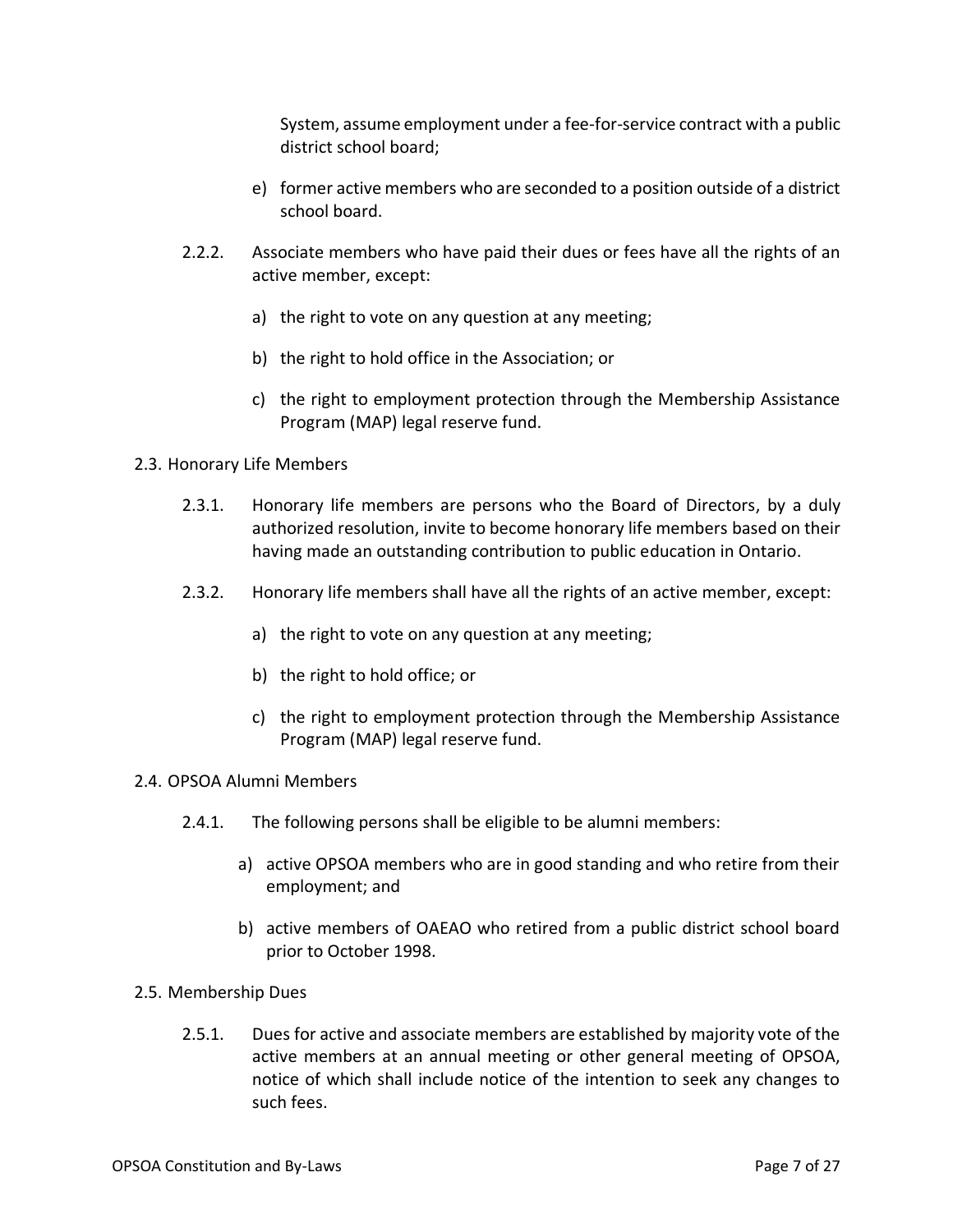System, assume employment under a fee-for-service contract with a public district school board;

e) former active members who are seconded to a position outside of a district school board.

2.2.2. Associate members who have paid their dues or fees have all the rights of an active member, except:

a) the right to vote on any question at any meeting;

b) the right to hold office in the Association; or

c) the right to employment protection through the Membership Assistance Program (MAP) legal reserve fund.

2.3. Honorary Life Members

2.3.1. Honorary life members are persons who the Board of Directors, by a duly authorized resolution, invite to become honorary life members based on their having made an outstanding contribution to public education in Ontario.

2.3.2. Honorary life members shall have all the rights of an active member, except:

a) the right to vote on any question at any meeting;

b) the right to hold office; or

c) the right to employment protection through the Membership Assistance Program (MAP) legal reserve fund.

2.4. OPSOA Alumni Members

2.4.1. The following persons shall be eligible to be alumni members:

a) active OPSOA members who are in good standing and who retire from their employment; and

b) active members of OAEAO who retired from a public district school board prior to October 1998.

2.5. Membership Dues

2.5.1. Dues for active and associate members are established by majority vote of the active members at an annual meeting or other general meeting of OPSOA, notice of which shall include notice of the intention to seek any changes to such fees.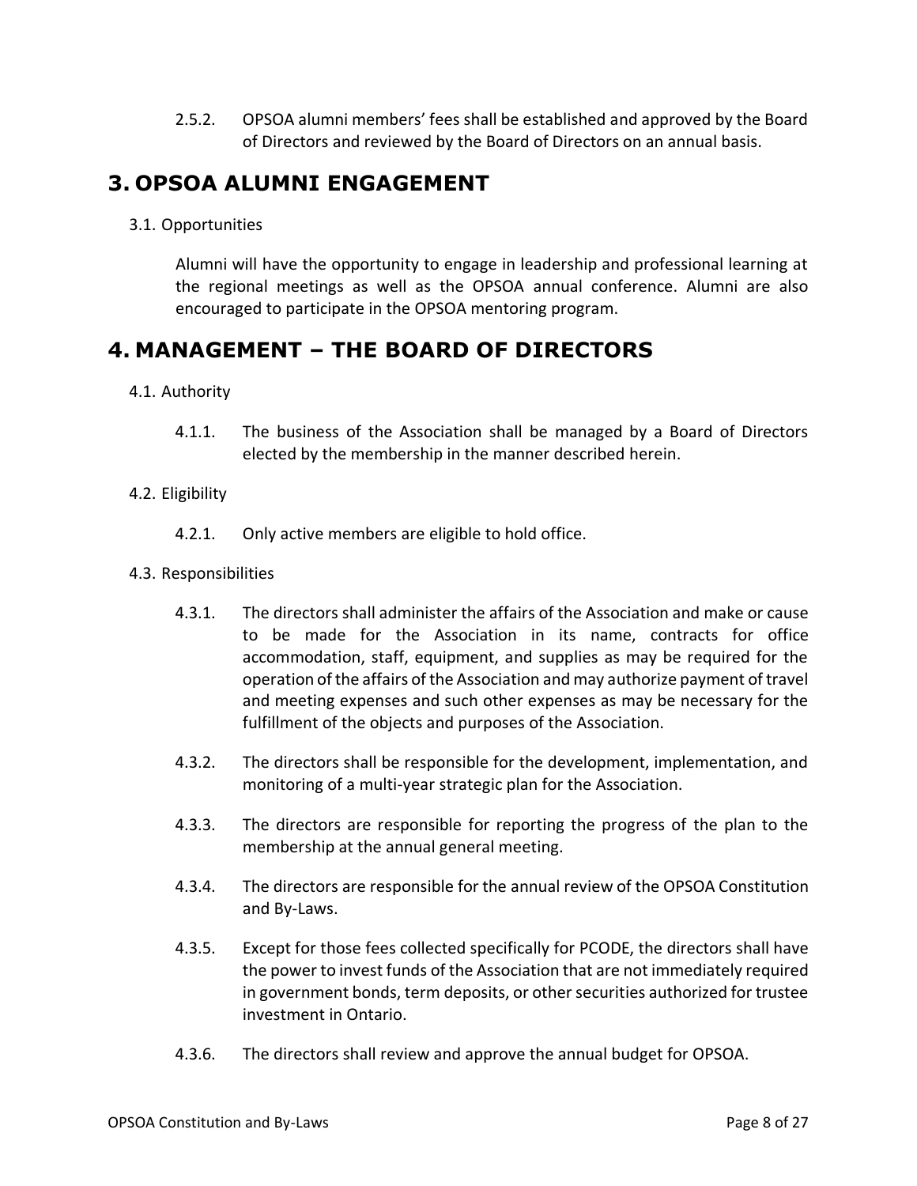2.5.2. OPSOA alumni members' fees shall be established and approved by the Board of Directors and reviewed by the Board of Directors on an annual basis.

# 3. OPSOA ALUMNI ENGAGEMENT

3.1. Opportunities

Alumni will have the opportunity to engage in leadership and professional learning at the regional meetings as well as the OPSOA annual conference. Alumni are also encouraged to participate in the OPSOA mentoring program.

# 4. MANAGEMENT – THE BOARD OF DIRECTORS

4.1. Authority

4.1.1. The business of the Association shall be managed by a Board of Directors elected by the membership in the manner described herein.

4.2. Eligibility

4.2.1. Only active members are eligible to hold office.

4.3. Responsibilities

4.3.1. The directors shall administer the affairs of the Association and make or cause to be made for the Association in its name, contracts for office accommodation, staff, equipment, and supplies as may be required for the operation of the affairs of the Association and may authorize payment of travel and meeting expenses and such other expenses as may be necessary for the fulfillment of the objects and purposes of the Association.

4.3.2. The directors shall be responsible for the development, implementation, and monitoring of a multi-year strategic plan for the Association.

4.3.3. The directors are responsible for reporting the progress of the plan to the membership at the annual general meeting.

4.3.4. The directors are responsible for the annual review of the OPSOA Constitution and By-Laws.

4.3.5. Except for those fees collected specifically for PCODE, the directors shall have the power to invest funds of the Association that are not immediately required in government bonds, term deposits, or other securities authorized for trustee investment in Ontario.

4.3.6. The directors shall review and approve the annual budget for OPSOA.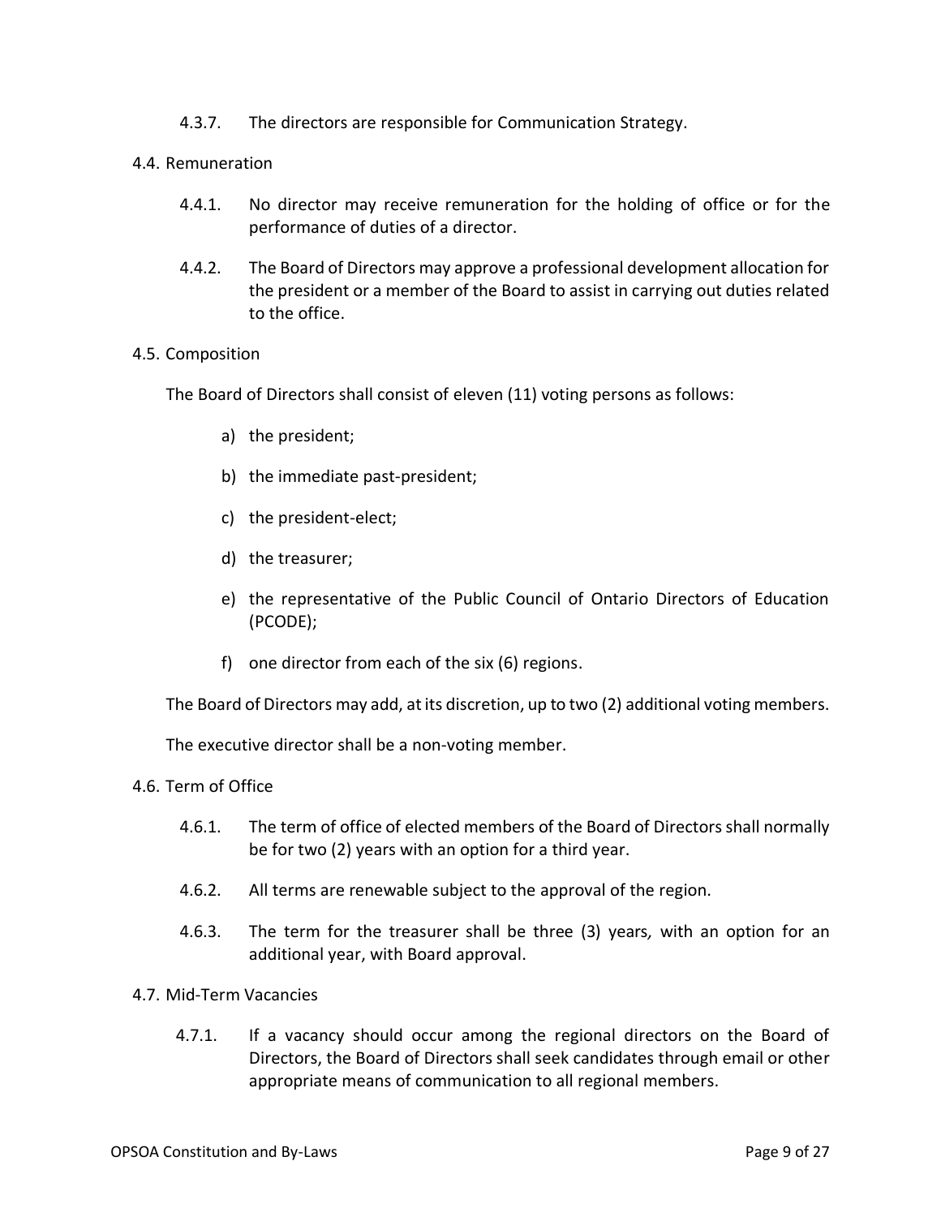4.3.7. The directors are responsible for Communication Strategy.

4.4. Remuneration

4.4.1. No director may receive remuneration for the holding of office or for the performance of duties of a director.

4.4.2. The Board of Directors may approve a professional development allocation for the president or a member of the Board to assist in carrying out duties related to the office.

4.5. Composition

The Board of Directors shall consist of eleven (11) voting persons as follows:

a) the president;

b) the immediate past-president;

c) the president-elect;

d) the treasurer;

e) the representative of the Public Council of Ontario Directors of Education (PCODE);

f) one director from each of the six (6) regions.

The Board of Directors may add, at its discretion, up to two (2) additional voting members.

The executive director shall be a non-voting member.

4.6. Term of Office

4.6.1. The term of office of elected members of the Board of Directors shall normally be for two (2) years with an option for a third year.

4.6.2. All terms are renewable subject to the approval of the region.

4.6.3. The term for the treasurer shall be three (3) years*,* with an option for an additional year, with Board approval.

4.7. Mid-Term Vacancies

4.7.1. If a vacancy should occur among the regional directors on the Board of Directors, the Board of Directors shall seek candidates through email or other appropriate means of communication to all regional members.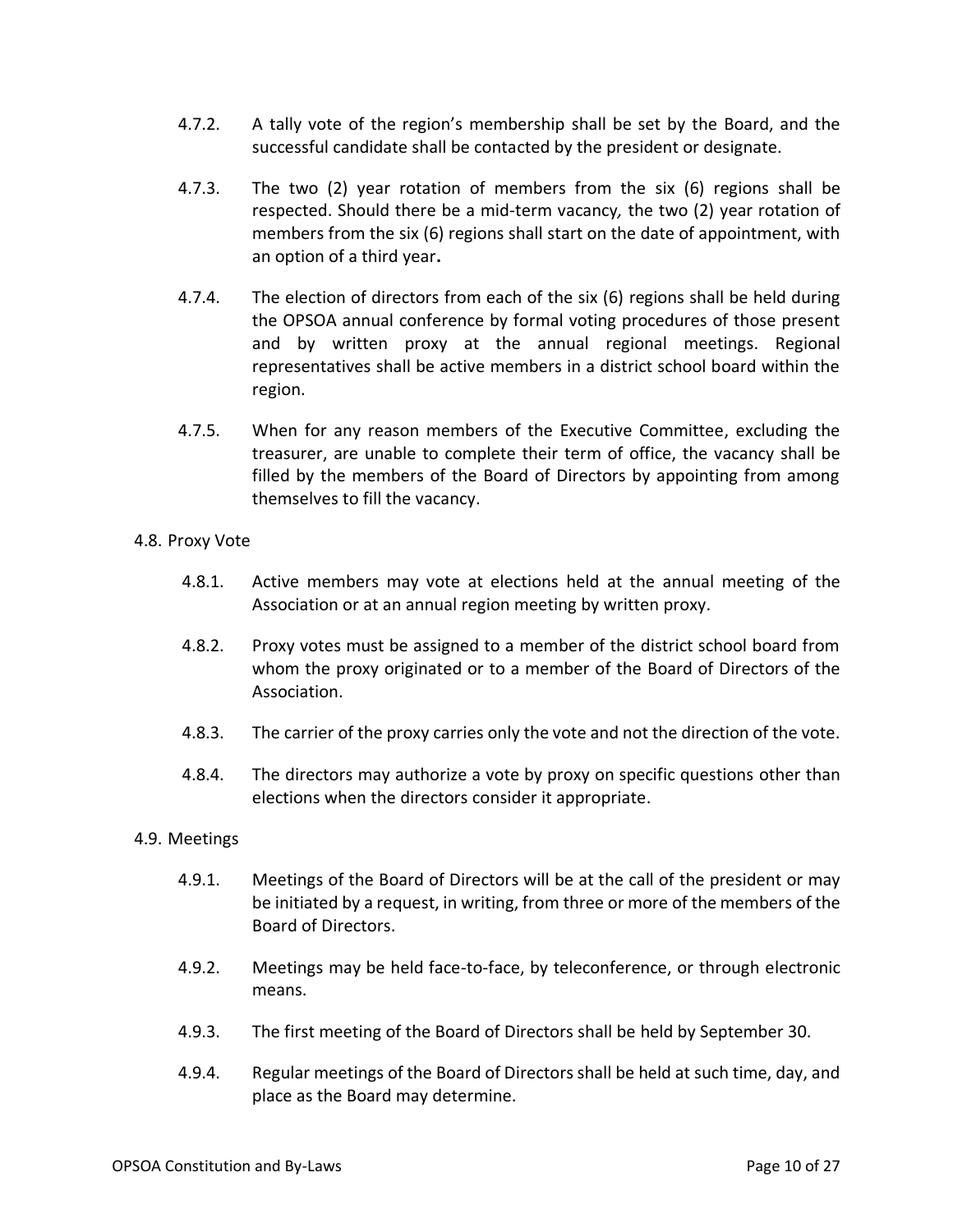4.7.2. A tally vote of the region's membership shall be set by the Board, and the successful candidate shall be contacted by the president or designate.

4.7.3. The two (2) year rotation of members from the six (6) regions shall be respected. Should there be a mid-term vacancy*,* the two (2) year rotation of members from the six (6) regions shall start on the date of appointment, with an option of a third year**.**

4.7.4. The election of directors from each of the six (6) regions shall be held during the OPSOA annual conference by formal voting procedures of those present and by written proxy at the annual regional meetings. Regional representatives shall be active members in a district school board within the region.

4.7.5. When for any reason members of the Executive Committee, excluding the treasurer, are unable to complete their term of office, the vacancy shall be filled by the members of the Board of Directors by appointing from among themselves to fill the vacancy.

4.8. Proxy Vote

4.8.1. Active members may vote at elections held at the annual meeting of the Association or at an annual region meeting by written proxy.

4.8.2. Proxy votes must be assigned to a member of the district school board from whom the proxy originated or to a member of the Board of Directors of the Association.

4.8.3. The carrier of the proxy carries only the vote and not the direction of the vote.

4.8.4. The directors may authorize a vote by proxy on specific questions other than elections when the directors consider it appropriate.

4.9. Meetings

4.9.1. Meetings of the Board of Directors will be at the call of the president or may be initiated by a request, in writing, from three or more of the members of the Board of Directors.

4.9.2. Meetings may be held face-to-face, by teleconference, or through electronic means.

4.9.3. The first meeting of the Board of Directors shall be held by September 30.

4.9.4. Regular meetings of the Board of Directors shall be held at such time, day, and place as the Board may determine.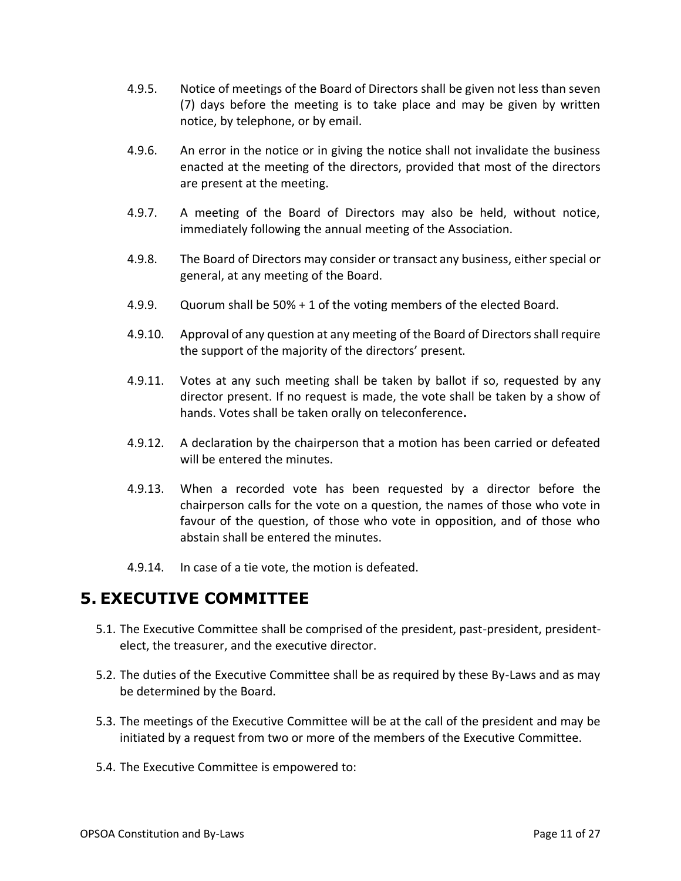4.9.5. Notice of meetings of the Board of Directors shall be given not less than seven (7) days before the meeting is to take place and may be given by written notice, by telephone, or by email.

4.9.6. An error in the notice or in giving the notice shall not invalidate the business enacted at the meeting of the directors, provided that most of the directors are present at the meeting.

4.9.7. A meeting of the Board of Directors may also be held, without notice, immediately following the annual meeting of the Association.

4.9.8. The Board of Directors may consider or transact any business, either special or general, at any meeting of the Board.

4.9.9. Quorum shall be 50% + 1 of the voting members of the elected Board.

4.9.10. Approval of any question at any meeting of the Board of Directors shall require the support of the majority of the directors' present.

4.9.11. Votes at any such meeting shall be taken by ballot if so, requested by any director present. If no request is made, the vote shall be taken by a show of hands. Votes shall be taken orally on teleconference**.**

4.9.12. A declaration by the chairperson that a motion has been carried or defeated will be entered the minutes.

4.9.13. When a recorded vote has been requested by a director before the chairperson calls for the vote on a question, the names of those who vote in favour of the question, of those who vote in opposition, and of those who abstain shall be entered the minutes.

4.9.14. In case of a tie vote, the motion is defeated.

# 5. EXECUTIVE COMMITTEE

5.1. The Executive Committee shall be comprised of the president, past-president, president-elect, the treasurer, and the executive director.

5.2. The duties of the Executive Committee shall be as required by these By-Laws and as may be determined by the Board.

5.3. The meetings of the Executive Committee will be at the call of the president and may be initiated by a request from two or more of the members of the Executive Committee.

5.4. The Executive Committee is empowered to: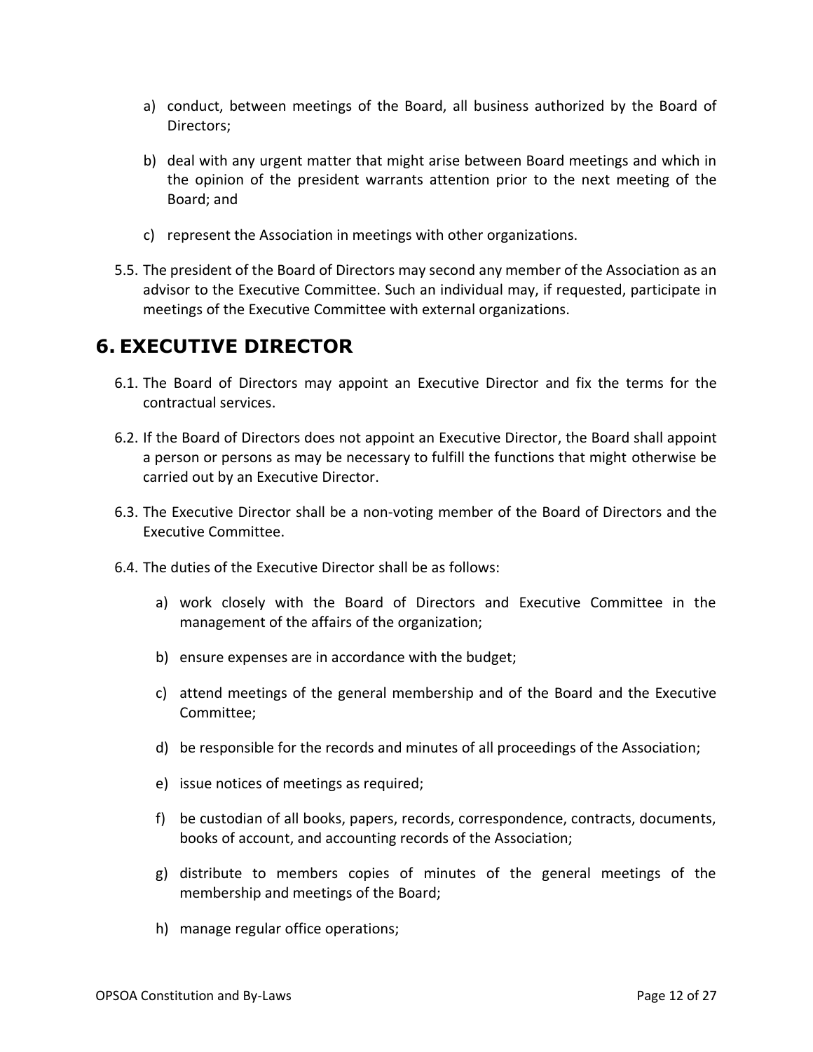a) conduct, between meetings of the Board, all business authorized by the Board of Directors;

b) deal with any urgent matter that might arise between Board meetings and which in the opinion of the president warrants attention prior to the next meeting of the Board; and

c) represent the Association in meetings with other organizations.

5.5. The president of the Board of Directors may second any member of the Association as an advisor to the Executive Committee. Such an individual may, if requested, participate in meetings of the Executive Committee with external organizations.

## 6. EXECUTIVE DIRECTOR

6.1. The Board of Directors may appoint an Executive Director and fix the terms for the contractual services.

6.2. If the Board of Directors does not appoint an Executive Director, the Board shall appoint a person or persons as may be necessary to fulfill the functions that might otherwise be carried out by an Executive Director.

6.3. The Executive Director shall be a non-voting member of the Board of Directors and the Executive Committee.

6.4. The duties of the Executive Director shall be as follows:

a) work closely with the Board of Directors and Executive Committee in the management of the affairs of the organization;

b) ensure expenses are in accordance with the budget;

c) attend meetings of the general membership and of the Board and the Executive Committee;

d) be responsible for the records and minutes of all proceedings of the Association;

e) issue notices of meetings as required;

f) be custodian of all books, papers, records, correspondence, contracts, documents, books of account, and accounting records of the Association;

g) distribute to members copies of minutes of the general meetings of the membership and meetings of the Board;

h) manage regular office operations;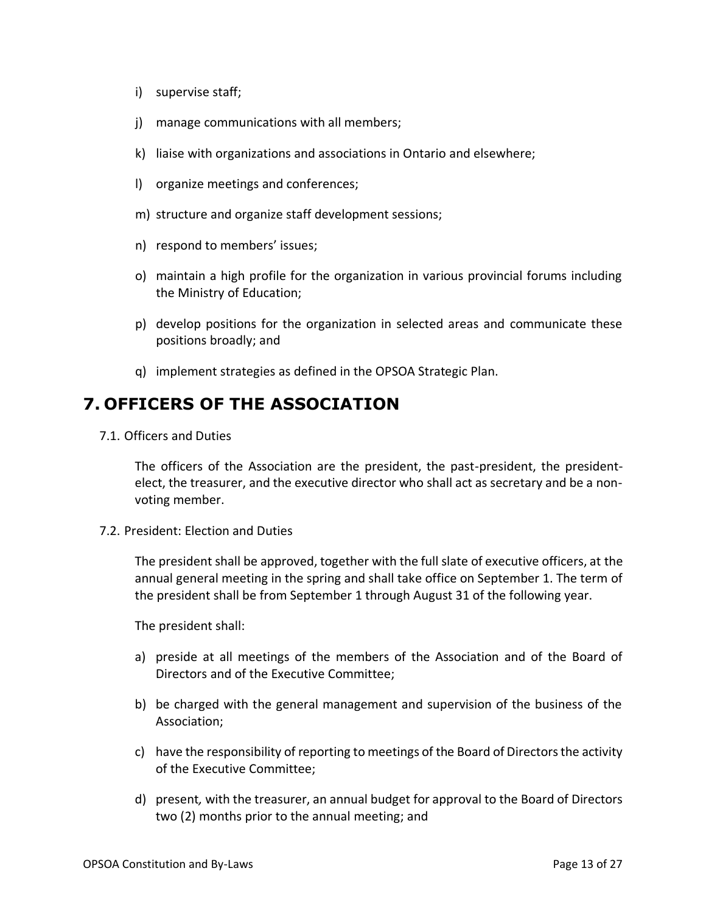i) supervise staff;

j) manage communications with all members;

k) liaise with organizations and associations in Ontario and elsewhere;

l) organize meetings and conferences;

m) structure and organize staff development sessions;

n) respond to members' issues;

o) maintain a high profile for the organization in various provincial forums including the Ministry of Education;

p) develop positions for the organization in selected areas and communicate these positions broadly; and

q) implement strategies as defined in the OPSOA Strategic Plan.

# 7. OFFICERS OF THE ASSOCIATION

7.1. Officers and Duties

The officers of the Association are the president, the past-president, the president-elect, the treasurer, and the executive director who shall act as secretary and be a non-voting member.

7.2. President: Election and Duties

The president shall be approved, together with the full slate of executive officers, at the annual general meeting in the spring and shall take office on September 1. The term of the president shall be from September 1 through August 31 of the following year.

The president shall:

a) preside at all meetings of the members of the Association and of the Board of Directors and of the Executive Committee;

b) be charged with the general management and supervision of the business of the Association;

c) have the responsibility of reporting to meetings of the Board of Directors the activity of the Executive Committee;

d) present*,* with the treasurer, an annual budget for approval to the Board of Directors two (2) months prior to the annual meeting; and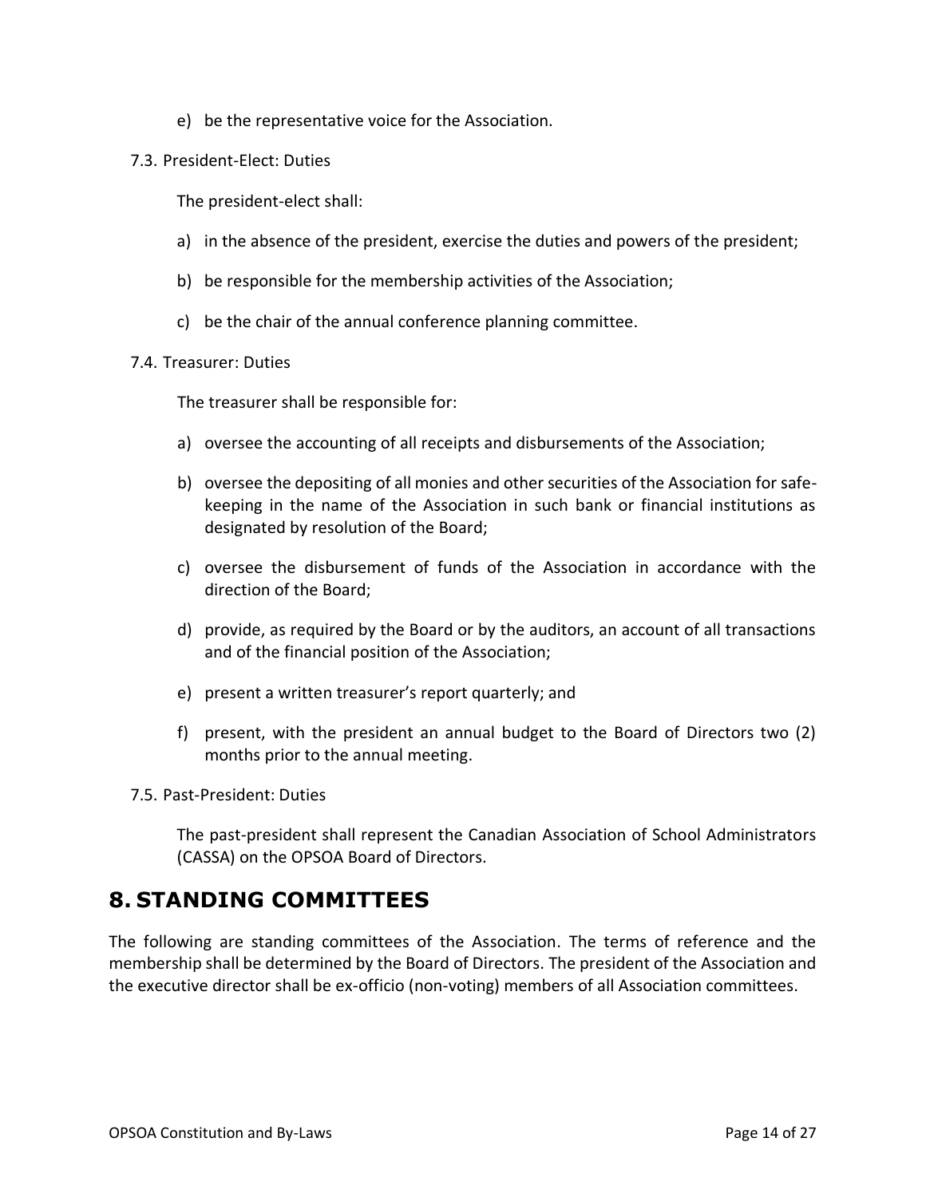e) be the representative voice for the Association.

7.3. President-Elect: Duties

The president-elect shall:

a) in the absence of the president, exercise the duties and powers of the president;

b) be responsible for the membership activities of the Association;

c) be the chair of the annual conference planning committee.

7.4. Treasurer: Duties

The treasurer shall be responsible for:

a) oversee the accounting of all receipts and disbursements of the Association;

b) oversee the depositing of all monies and other securities of the Association for safe-keeping in the name of the Association in such bank or financial institutions as designated by resolution of the Board;

c) oversee the disbursement of funds of the Association in accordance with the direction of the Board;

d) provide, as required by the Board or by the auditors, an account of all transactions and of the financial position of the Association;

e) present a written treasurer's report quarterly; and

f) present, with the president an annual budget to the Board of Directors two (2) months prior to the annual meeting.

7.5. Past-President: Duties

The past-president shall represent the Canadian Association of School Administrators (CASSA) on the OPSOA Board of Directors.

# 8. STANDING COMMITTEES

The following are standing committees of the Association. The terms of reference and the membership shall be determined by the Board of Directors. The president of the Association and the executive director shall be ex-officio (non-voting) members of all Association committees.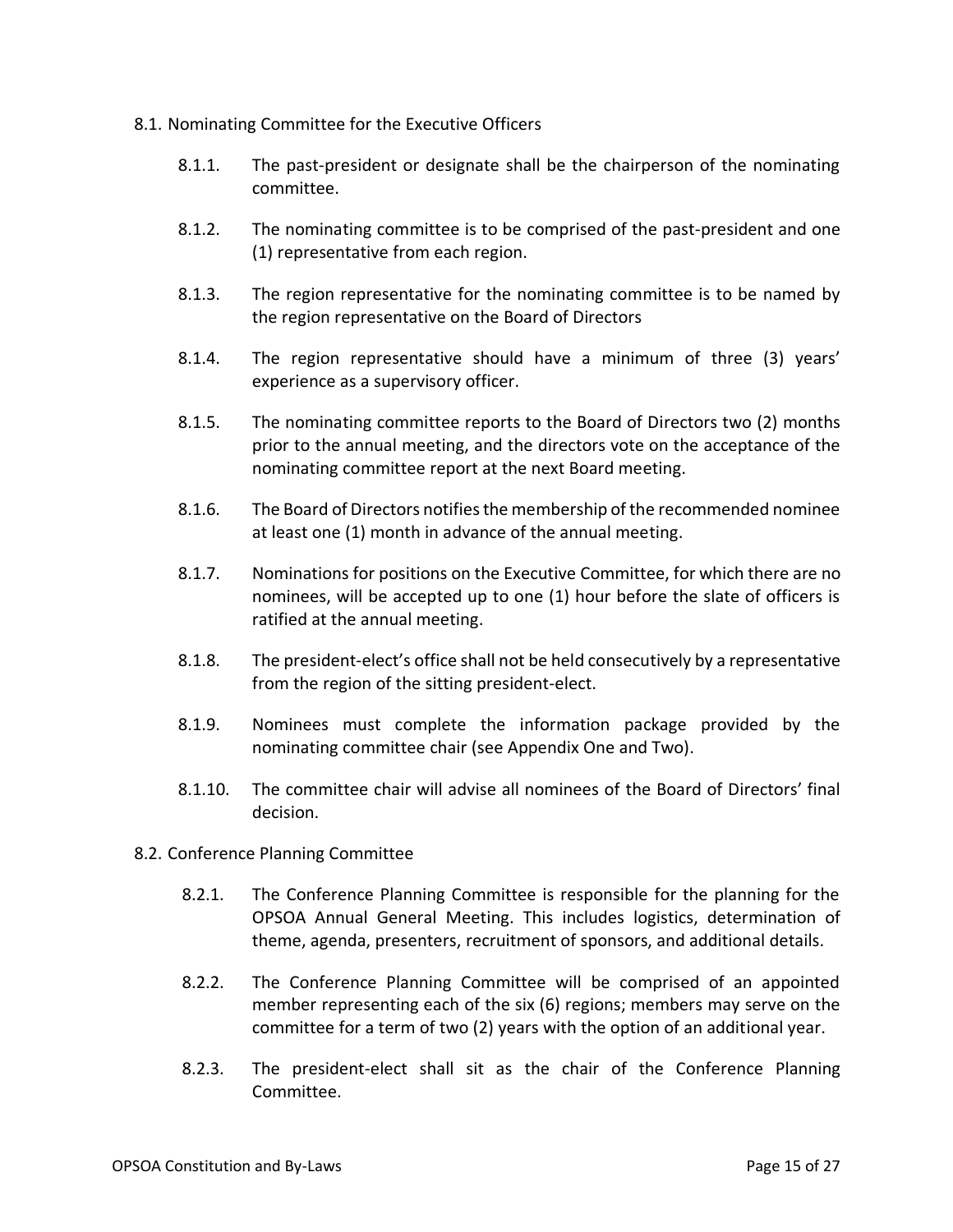### 8.1. Nominating Committee for the Executive Officers

8.1.1. The past-president or designate shall be the chairperson of the nominating committee.

8.1.2. The nominating committee is to be comprised of the past-president and one (1) representative from each region.

8.1.3. The region representative for the nominating committee is to be named by the region representative on the Board of Directors

8.1.4. The region representative should have a minimum of three (3) years' experience as a supervisory officer.

8.1.5. The nominating committee reports to the Board of Directors two (2) months prior to the annual meeting, and the directors vote on the acceptance of the nominating committee report at the next Board meeting.

8.1.6. The Board of Directors notifies the membership of the recommended nominee at least one (1) month in advance of the annual meeting.

8.1.7. Nominations for positions on the Executive Committee, for which there are no nominees, will be accepted up to one (1) hour before the slate of officers is ratified at the annual meeting.

8.1.8. The president-elect's office shall not be held consecutively by a representative from the region of the sitting president-elect.

8.1.9. Nominees must complete the information package provided by the nominating committee chair (see Appendix One and Two).

8.1.10. The committee chair will advise all nominees of the Board of Directors' final decision.

### 8.2. Conference Planning Committee

8.2.1. The Conference Planning Committee is responsible for the planning for the OPSOA Annual General Meeting. This includes logistics, determination of theme, agenda, presenters, recruitment of sponsors, and additional details.

8.2.2. The Conference Planning Committee will be comprised of an appointed member representing each of the six (6) regions; members may serve on the committee for a term of two (2) years with the option of an additional year.

8.2.3. The president-elect shall sit as the chair of the Conference Planning Committee.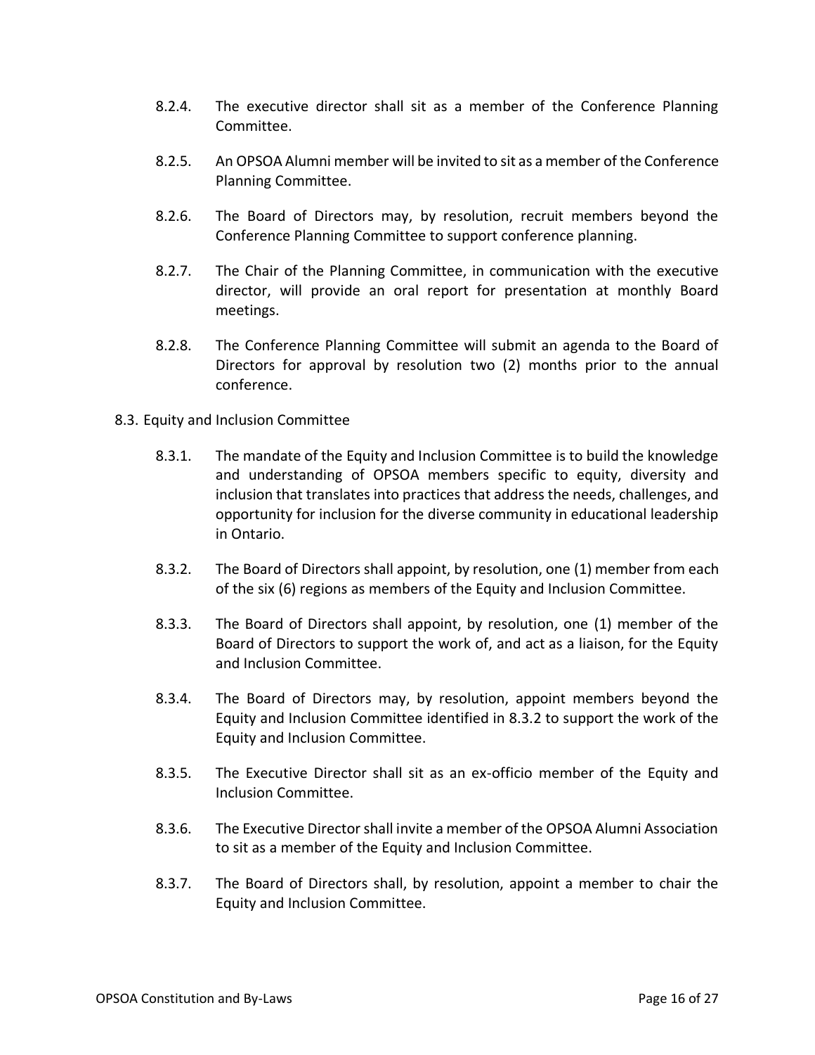8.2.4. The executive director shall sit as a member of the Conference Planning Committee.

8.2.5. An OPSOA Alumni member will be invited to sit as a member of the Conference Planning Committee.

8.2.6. The Board of Directors may, by resolution, recruit members beyond the Conference Planning Committee to support conference planning.

8.2.7. The Chair of the Planning Committee, in communication with the executive director, will provide an oral report for presentation at monthly Board meetings.

8.2.8. The Conference Planning Committee will submit an agenda to the Board of Directors for approval by resolution two (2) months prior to the annual conference.

8.3. Equity and Inclusion Committee

8.3.1. The mandate of the Equity and Inclusion Committee is to build the knowledge and understanding of OPSOA members specific to equity, diversity and inclusion that translates into practices that address the needs, challenges, and opportunity for inclusion for the diverse community in educational leadership in Ontario.

8.3.2. The Board of Directors shall appoint, by resolution, one (1) member from each of the six (6) regions as members of the Equity and Inclusion Committee.

8.3.3. The Board of Directors shall appoint, by resolution, one (1) member of the Board of Directors to support the work of, and act as a liaison, for the Equity and Inclusion Committee.

8.3.4. The Board of Directors may, by resolution, appoint members beyond the Equity and Inclusion Committee identified in 8.3.2 to support the work of the Equity and Inclusion Committee.

8.3.5. The Executive Director shall sit as an ex-officio member of the Equity and Inclusion Committee.

8.3.6. The Executive Director shall invite a member of the OPSOA Alumni Association to sit as a member of the Equity and Inclusion Committee.

8.3.7. The Board of Directors shall, by resolution, appoint a member to chair the Equity and Inclusion Committee.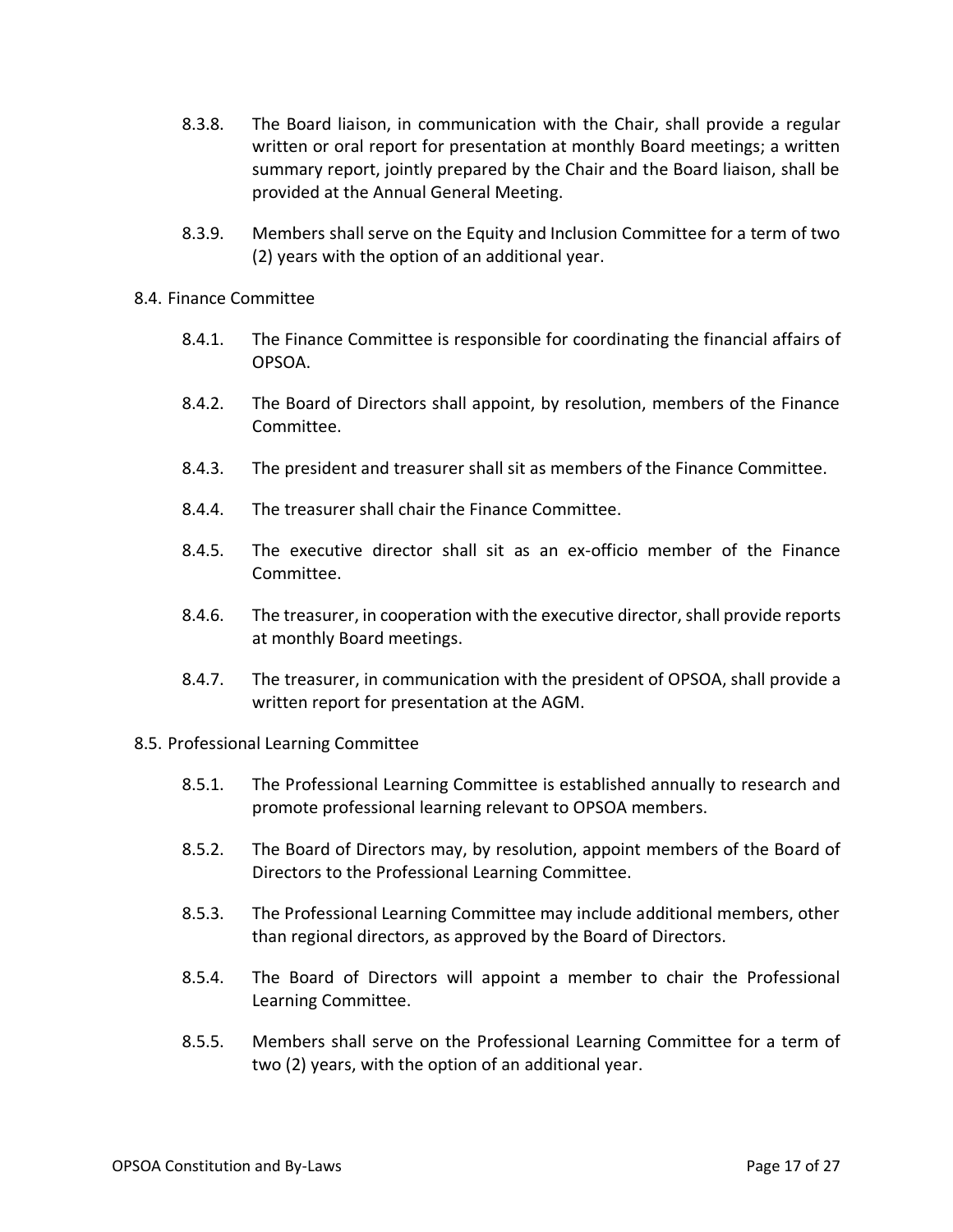8.3.8. The Board liaison, in communication with the Chair, shall provide a regular written or oral report for presentation at monthly Board meetings; a written summary report, jointly prepared by the Chair and the Board liaison, shall be provided at the Annual General Meeting.

8.3.9. Members shall serve on the Equity and Inclusion Committee for a term of two (2) years with the option of an additional year.

8.4. Finance Committee

8.4.1. The Finance Committee is responsible for coordinating the financial affairs of OPSOA.

8.4.2. The Board of Directors shall appoint, by resolution, members of the Finance Committee.

8.4.3. The president and treasurer shall sit as members of the Finance Committee.

8.4.4. The treasurer shall chair the Finance Committee.

8.4.5. The executive director shall sit as an ex-officio member of the Finance Committee.

8.4.6. The treasurer, in cooperation with the executive director, shall provide reports at monthly Board meetings.

8.4.7. The treasurer, in communication with the president of OPSOA, shall provide a written report for presentation at the AGM.

8.5. Professional Learning Committee

8.5.1. The Professional Learning Committee is established annually to research and promote professional learning relevant to OPSOA members.

8.5.2. The Board of Directors may, by resolution, appoint members of the Board of Directors to the Professional Learning Committee.

8.5.3. The Professional Learning Committee may include additional members, other than regional directors, as approved by the Board of Directors.

8.5.4. The Board of Directors will appoint a member to chair the Professional Learning Committee.

8.5.5. Members shall serve on the Professional Learning Committee for a term of two (2) years, with the option of an additional year.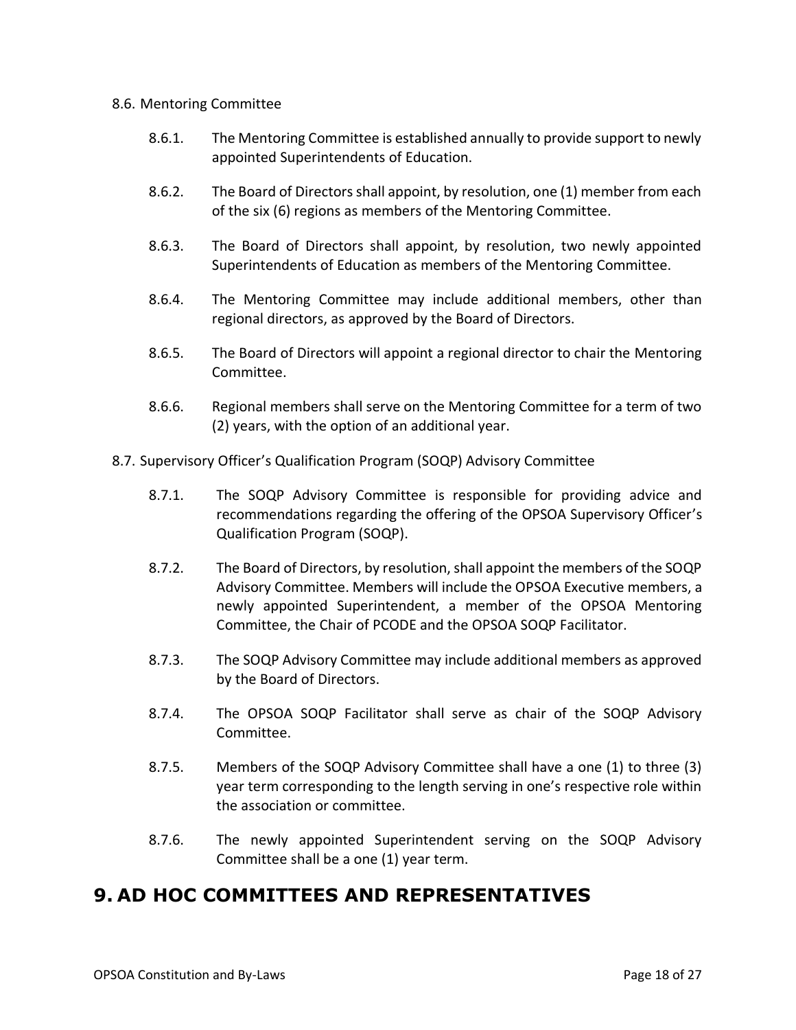8.6. Mentoring Committee

8.6.1. The Mentoring Committee is established annually to provide support to newly appointed Superintendents of Education.

8.6.2. The Board of Directors shall appoint, by resolution, one (1) member from each of the six (6) regions as members of the Mentoring Committee.

8.6.3. The Board of Directors shall appoint, by resolution, two newly appointed Superintendents of Education as members of the Mentoring Committee.

8.6.4. The Mentoring Committee may include additional members, other than regional directors, as approved by the Board of Directors.

8.6.5. The Board of Directors will appoint a regional director to chair the Mentoring Committee.

8.6.6. Regional members shall serve on the Mentoring Committee for a term of two (2) years, with the option of an additional year.

8.7. Supervisory Officer's Qualification Program (SOQP) Advisory Committee

8.7.1. The SOQP Advisory Committee is responsible for providing advice and recommendations regarding the offering of the OPSOA Supervisory Officer's Qualification Program (SOQP).

8.7.2. The Board of Directors, by resolution, shall appoint the members of the SOQP Advisory Committee. Members will include the OPSOA Executive members, a newly appointed Superintendent, a member of the OPSOA Mentoring Committee, the Chair of PCODE and the OPSOA SOQP Facilitator.

8.7.3. The SOQP Advisory Committee may include additional members as approved by the Board of Directors.

8.7.4. The OPSOA SOQP Facilitator shall serve as chair of the SOQP Advisory Committee.

8.7.5. Members of the SOQP Advisory Committee shall have a one (1) to three (3) year term corresponding to the length serving in one's respective role within the association or committee.

8.7.6. The newly appointed Superintendent serving on the SOQP Advisory Committee shall be a one (1) year term.

# 9. AD HOC COMMITTEES AND REPRESENTATIVES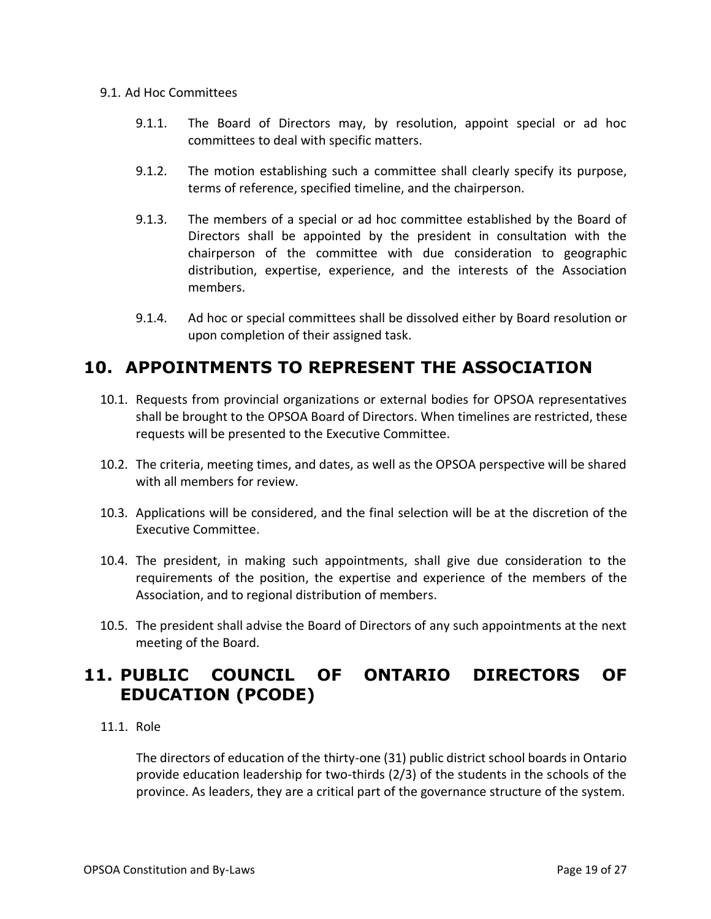9.1. Ad Hoc Committees

9.1.1. The Board of Directors may, by resolution, appoint special or ad hoc committees to deal with specific matters.

9.1.2. The motion establishing such a committee shall clearly specify its purpose, terms of reference, specified timeline, and the chairperson.

9.1.3. The members of a special or ad hoc committee established by the Board of Directors shall be appointed by the president in consultation with the chairperson of the committee with due consideration to geographic distribution, expertise, experience, and the interests of the Association members.

9.1.4. Ad hoc or special committees shall be dissolved either by Board resolution or upon completion of their assigned task.

## 10. APPOINTMENTS TO REPRESENT THE ASSOCIATION

10.1. Requests from provincial organizations or external bodies for OPSOA representatives shall be brought to the OPSOA Board of Directors. When timelines are restricted, these requests will be presented to the Executive Committee.

10.2. The criteria, meeting times, and dates, as well as the OPSOA perspective will be shared with all members for review.

10.3. Applications will be considered, and the final selection will be at the discretion of the Executive Committee.

10.4. The president, in making such appointments, shall give due consideration to the requirements of the position, the expertise and experience of the members of the Association, and to regional distribution of members.

10.5. The president shall advise the Board of Directors of any such appointments at the next meeting of the Board.

## 11. PUBLIC COUNCIL OF ONTARIO DIRECTORS OF EDUCATION (PCODE)

11.1. Role

The directors of education of the thirty-one (31) public district school boards in Ontario provide education leadership for two-thirds (2/3) of the students in the schools of the province. As leaders, they are a critical part of the governance structure of the system.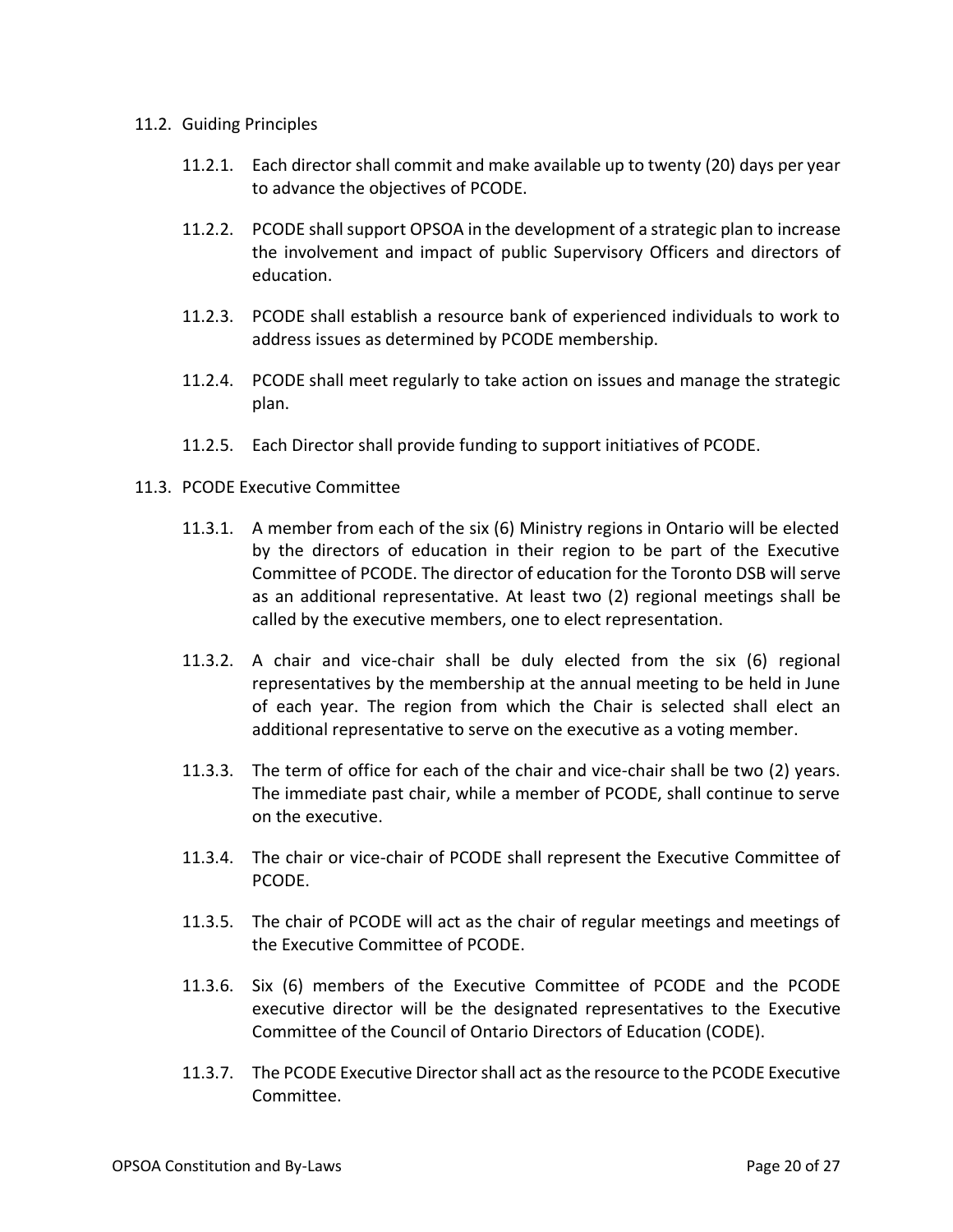### 11.2. Guiding Principles

11.2.1. Each director shall commit and make available up to twenty (20) days per year to advance the objectives of PCODE.

11.2.2. PCODE shall support OPSOA in the development of a strategic plan to increase the involvement and impact of public Supervisory Officers and directors of education.

11.2.3. PCODE shall establish a resource bank of experienced individuals to work to address issues as determined by PCODE membership.

11.2.4. PCODE shall meet regularly to take action on issues and manage the strategic plan.

11.2.5. Each Director shall provide funding to support initiatives of PCODE.

### 11.3. PCODE Executive Committee

11.3.1. A member from each of the six (6) Ministry regions in Ontario will be elected by the directors of education in their region to be part of the Executive Committee of PCODE. The director of education for the Toronto DSB will serve as an additional representative. At least two (2) regional meetings shall be called by the executive members, one to elect representation.

11.3.2. A chair and vice-chair shall be duly elected from the six (6) regional representatives by the membership at the annual meeting to be held in June of each year. The region from which the Chair is selected shall elect an additional representative to serve on the executive as a voting member.

11.3.3. The term of office for each of the chair and vice-chair shall be two (2) years. The immediate past chair, while a member of PCODE, shall continue to serve on the executive.

11.3.4. The chair or vice-chair of PCODE shall represent the Executive Committee of PCODE.

11.3.5. The chair of PCODE will act as the chair of regular meetings and meetings of the Executive Committee of PCODE.

11.3.6. Six (6) members of the Executive Committee of PCODE and the PCODE executive director will be the designated representatives to the Executive Committee of the Council of Ontario Directors of Education (CODE).

11.3.7. The PCODE Executive Director shall act as the resource to the PCODE Executive Committee.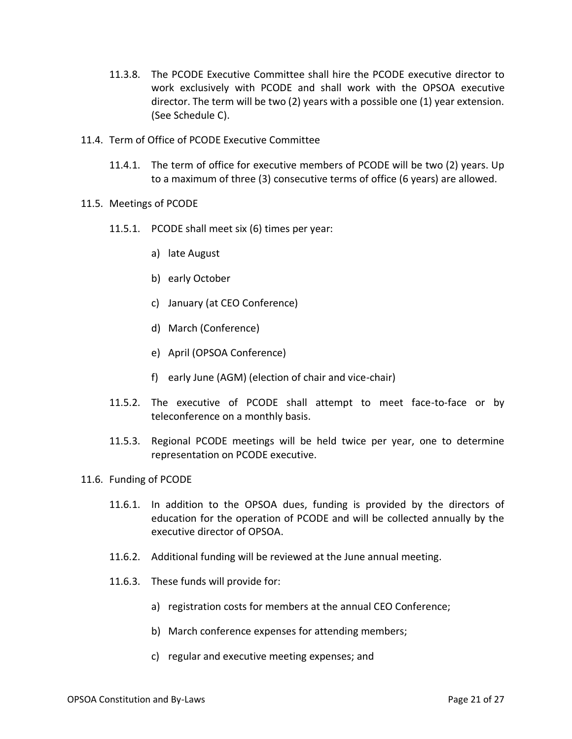11.3.8. The PCODE Executive Committee shall hire the PCODE executive director to work exclusively with PCODE and shall work with the OPSOA executive director. The term will be two (2) years with a possible one (1) year extension. (See Schedule C).

11.4. Term of Office of PCODE Executive Committee

11.4.1. The term of office for executive members of PCODE will be two (2) years. Up to a maximum of three (3) consecutive terms of office (6 years) are allowed.

11.5. Meetings of PCODE

11.5.1. PCODE shall meet six (6) times per year:

a) late August

b) early October

c) January (at CEO Conference)

d) March (Conference)

e) April (OPSOA Conference)

f) early June (AGM) (election of chair and vice-chair)

11.5.2. The executive of PCODE shall attempt to meet face-to-face or by teleconference on a monthly basis.

11.5.3. Regional PCODE meetings will be held twice per year, one to determine representation on PCODE executive.

11.6. Funding of PCODE

11.6.1. In addition to the OPSOA dues, funding is provided by the directors of education for the operation of PCODE and will be collected annually by the executive director of OPSOA.

11.6.2. Additional funding will be reviewed at the June annual meeting.

11.6.3. These funds will provide for:

a) registration costs for members at the annual CEO Conference;

b) March conference expenses for attending members;

c) regular and executive meeting expenses; and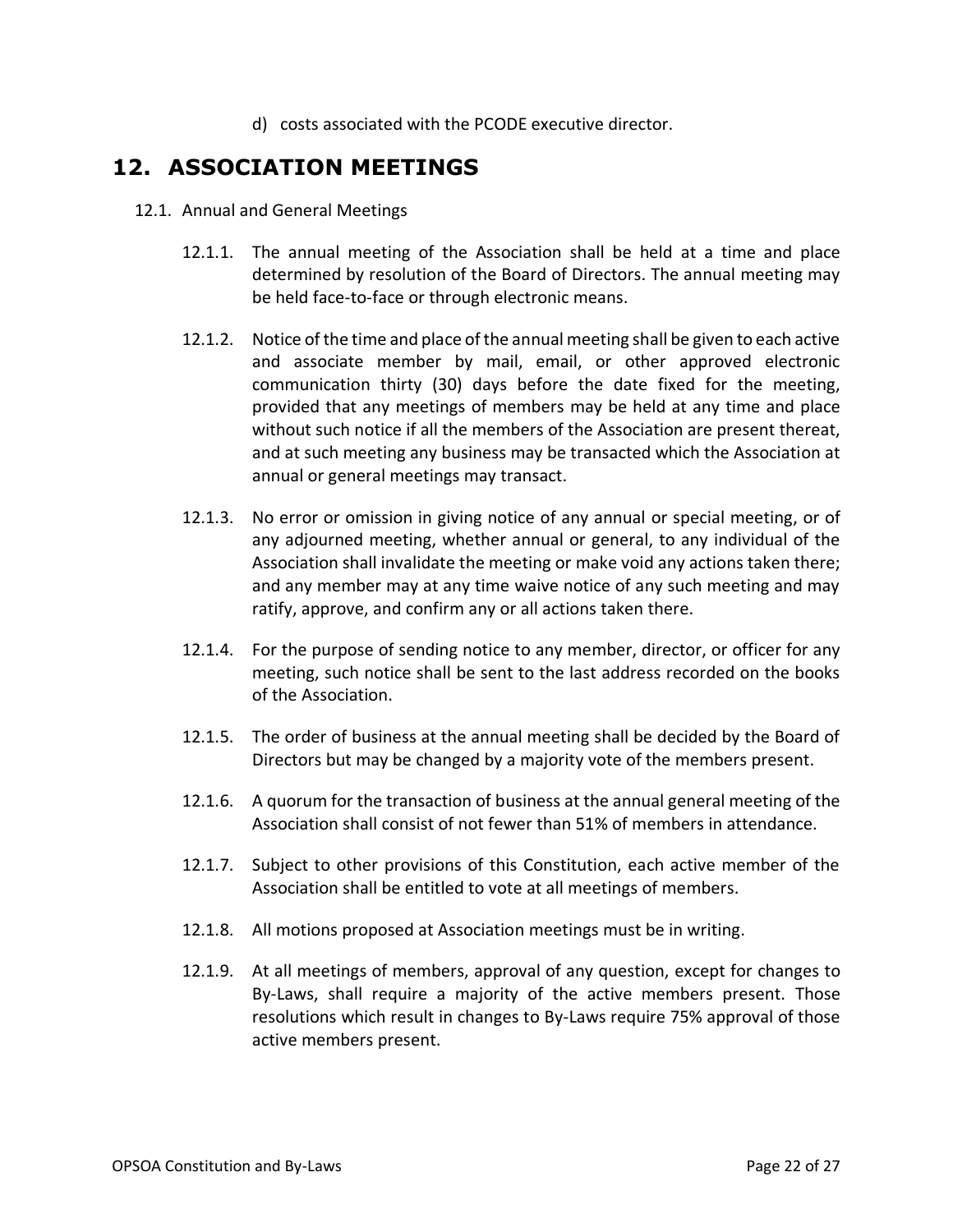d) costs associated with the PCODE executive director.

## 12. ASSOCIATION MEETINGS

12.1. Annual and General Meetings

12.1.1. The annual meeting of the Association shall be held at a time and place determined by resolution of the Board of Directors. The annual meeting may be held face-to-face or through electronic means.

12.1.2. Notice of the time and place of the annual meeting shall be given to each active and associate member by mail, email, or other approved electronic communication thirty (30) days before the date fixed for the meeting, provided that any meetings of members may be held at any time and place without such notice if all the members of the Association are present thereat, and at such meeting any business may be transacted which the Association at annual or general meetings may transact.

12.1.3. No error or omission in giving notice of any annual or special meeting, or of any adjourned meeting, whether annual or general, to any individual of the Association shall invalidate the meeting or make void any actions taken there; and any member may at any time waive notice of any such meeting and may ratify, approve, and confirm any or all actions taken there.

12.1.4. For the purpose of sending notice to any member, director, or officer for any meeting, such notice shall be sent to the last address recorded on the books of the Association.

12.1.5. The order of business at the annual meeting shall be decided by the Board of Directors but may be changed by a majority vote of the members present.

12.1.6. A quorum for the transaction of business at the annual general meeting of the Association shall consist of not fewer than 51% of members in attendance.

12.1.7. Subject to other provisions of this Constitution, each active member of the Association shall be entitled to vote at all meetings of members.

12.1.8. All motions proposed at Association meetings must be in writing.

12.1.9. At all meetings of members, approval of any question, except for changes to By-Laws, shall require a majority of the active members present. Those resolutions which result in changes to By-Laws require 75% approval of those active members present.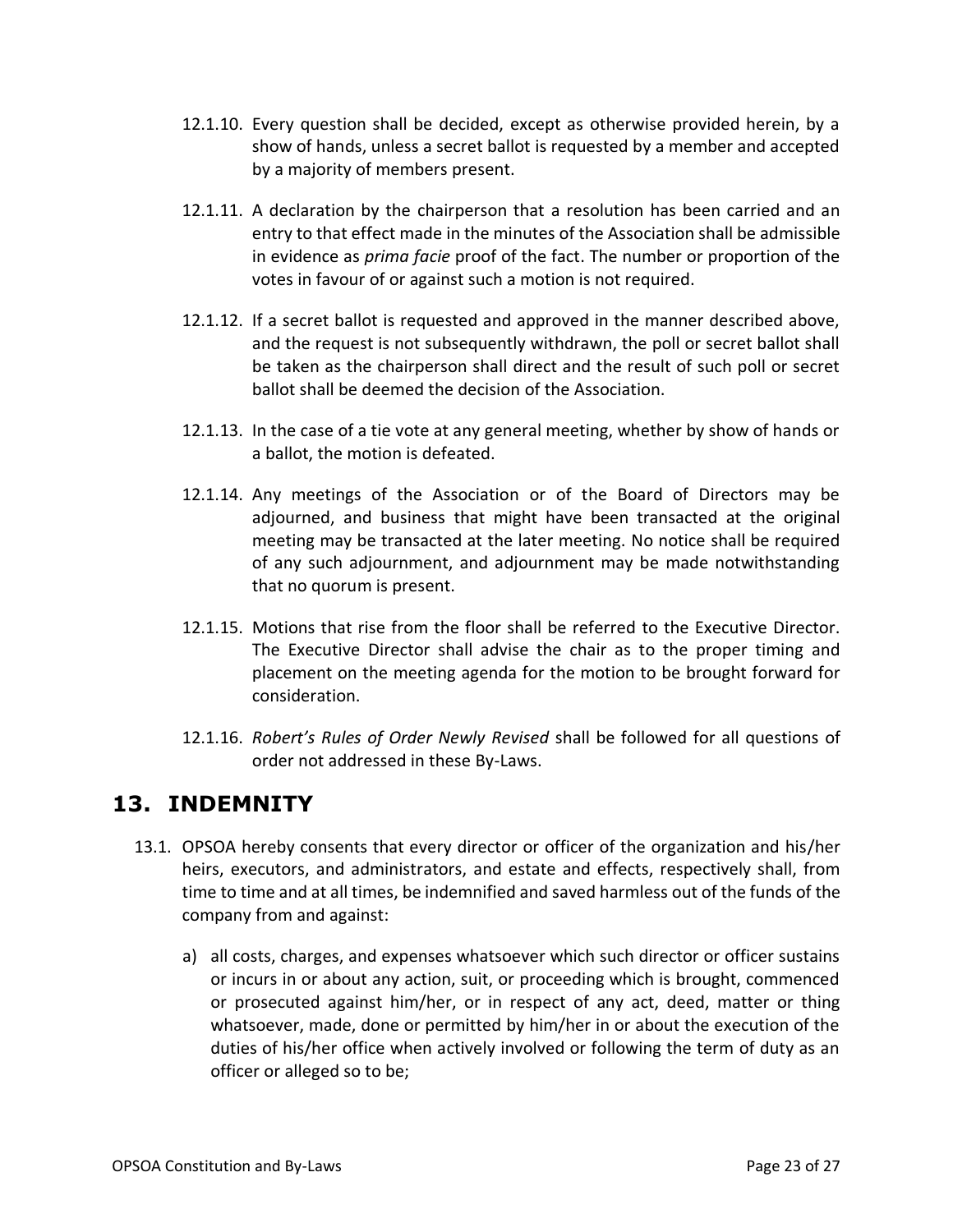12.1.10. Every question shall be decided, except as otherwise provided herein, by a show of hands, unless a secret ballot is requested by a member and accepted by a majority of members present.

12.1.11. A declaration by the chairperson that a resolution has been carried and an entry to that effect made in the minutes of the Association shall be admissible in evidence as *prima facie* proof of the fact. The number or proportion of the votes in favour of or against such a motion is not required.

12.1.12. If a secret ballot is requested and approved in the manner described above, and the request is not subsequently withdrawn, the poll or secret ballot shall be taken as the chairperson shall direct and the result of such poll or secret ballot shall be deemed the decision of the Association.

12.1.13. In the case of a tie vote at any general meeting, whether by show of hands or a ballot, the motion is defeated.

12.1.14. Any meetings of the Association or of the Board of Directors may be adjourned, and business that might have been transacted at the original meeting may be transacted at the later meeting. No notice shall be required of any such adjournment, and adjournment may be made notwithstanding that no quorum is present.

12.1.15. Motions that rise from the floor shall be referred to the Executive Director. The Executive Director shall advise the chair as to the proper timing and placement on the meeting agenda for the motion to be brought forward for consideration.

12.1.16. *Robert's Rules of Order Newly Revised* shall be followed for all questions of order not addressed in these By-Laws.

## 13. INDEMNITY

13.1. OPSOA hereby consents that every director or officer of the organization and his/her heirs, executors, and administrators, and estate and effects, respectively shall, from time to time and at all times, be indemnified and saved harmless out of the funds of the company from and against:

a) all costs, charges, and expenses whatsoever which such director or officer sustains or incurs in or about any action, suit, or proceeding which is brought, commenced or prosecuted against him/her, or in respect of any act, deed, matter or thing whatsoever, made, done or permitted by him/her in or about the execution of the duties of his/her office when actively involved or following the term of duty as an officer or alleged so to be;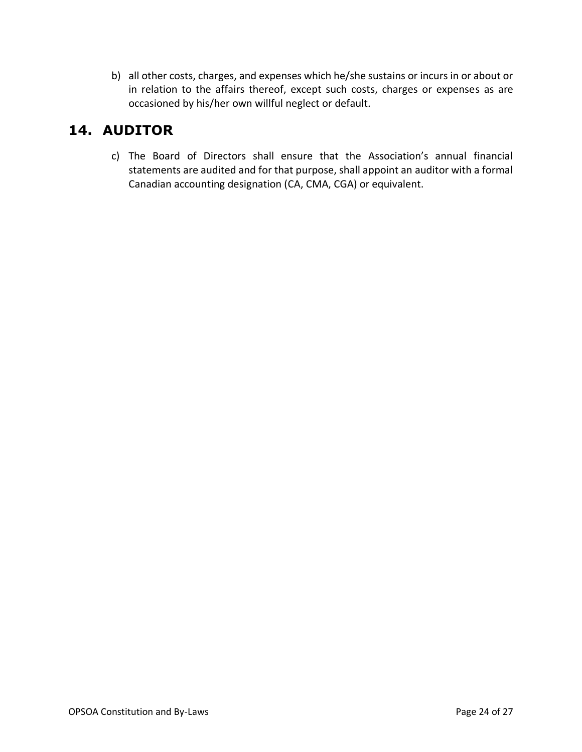b) all other costs, charges, and expenses which he/she sustains or incurs in or about or in relation to the affairs thereof, except such costs, charges or expenses as are occasioned by his/her own willful neglect or default.

## 14. AUDITOR

c) The Board of Directors shall ensure that the Association's annual financial statements are audited and for that purpose, shall appoint an auditor with a formal Canadian accounting designation (CA, CMA, CGA) or equivalent.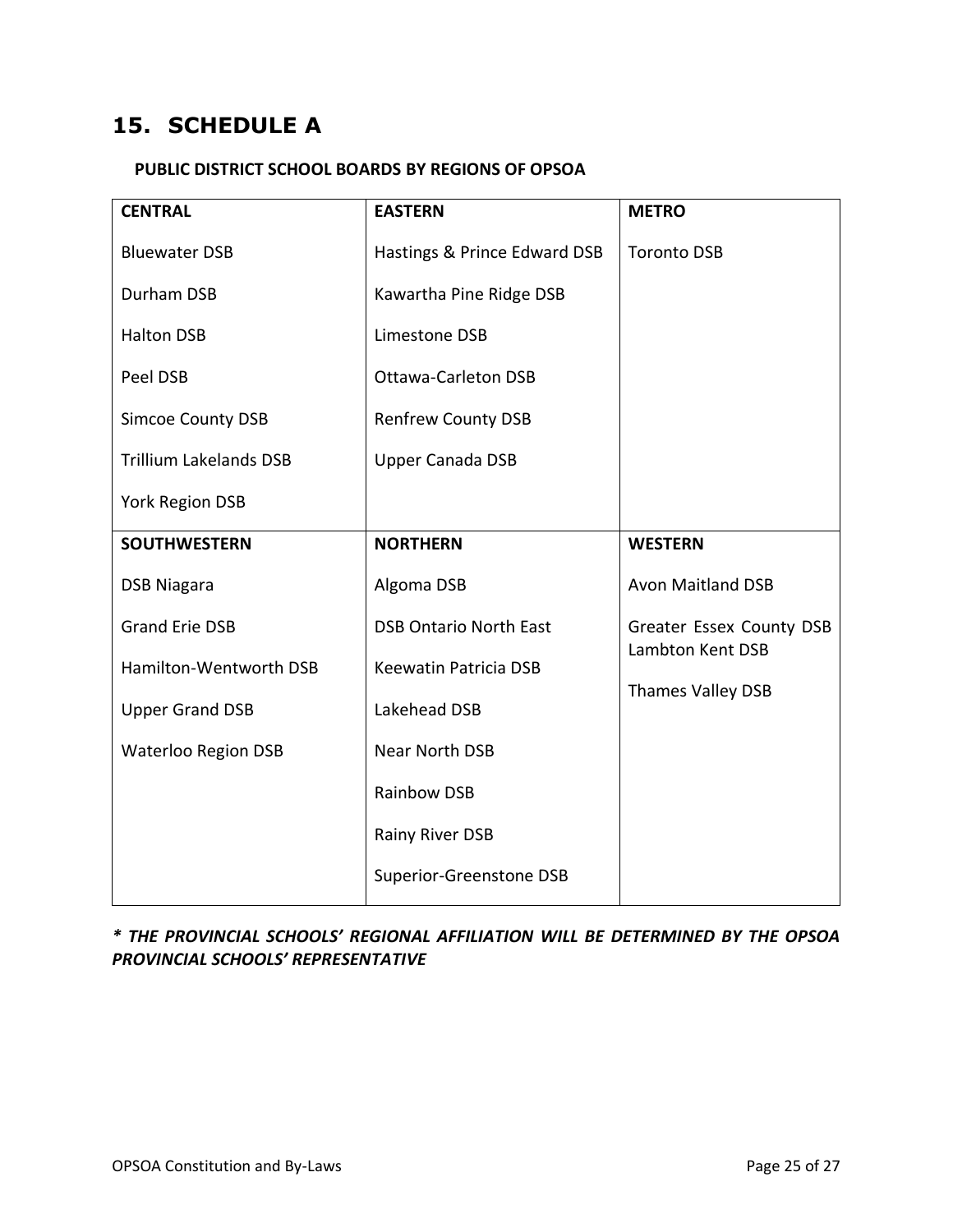# 15. SCHEDULE A

**PUBLIC DISTRICT SCHOOL BOARDS BY REGIONS OF OPSOA**

| **CENTRAL** | **EASTERN** | **METRO** |
|---|---|---|
| Bluewater DSB | Hastings & Prince Edward DSB | Toronto DSB |
| Durham DSB | Kawartha Pine Ridge DSB | |
| Halton DSB | Limestone DSB | |
| Peel DSB | Ottawa-Carleton DSB | |
| Simcoe County DSB | Renfrew County DSB | |
| Trillium Lakelands DSB | Upper Canada DSB | |
| York Region DSB | | |
| **SOUTHWESTERN** | **NORTHERN** | **WESTERN** |
| DSB Niagara | Algoma DSB | Avon Maitland DSB |
| Grand Erie DSB | DSB Ontario North East | Greater Essex County DSB |
| Hamilton-Wentworth DSB | Keewatin Patricia DSB | Lambton Kent DSB |
| Upper Grand DSB | Lakehead DSB | Thames Valley DSB |
| Waterloo Region DSB | Near North DSB | |
| | Rainbow DSB | |
| | Rainy River DSB | |
| | Superior-Greenstone DSB | |

***\* THE PROVINCIAL SCHOOLS' REGIONAL AFFILIATION WILL BE DETERMINED BY THE OPSOA PROVINCIAL SCHOOLS' REPRESENTATIVE***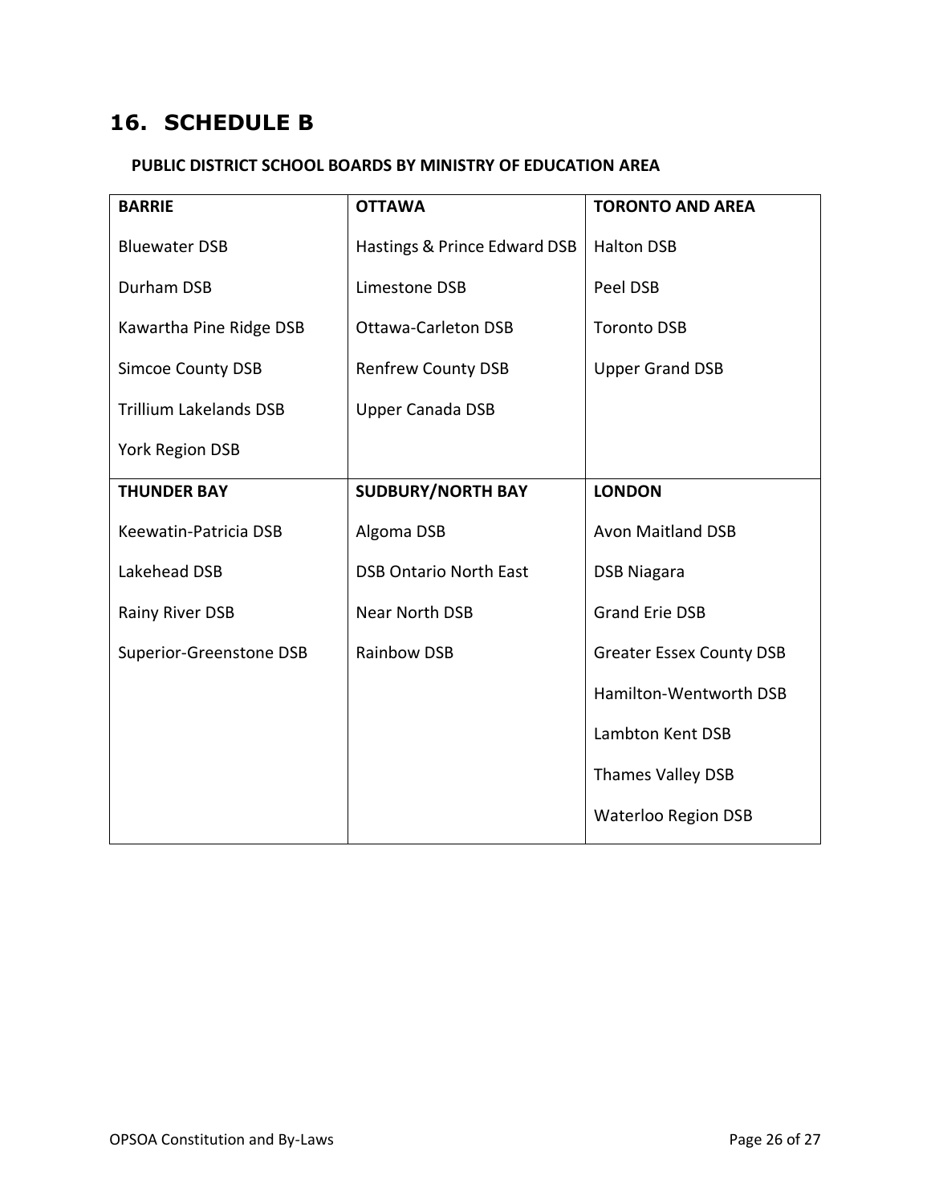# 16. SCHEDULE B

**PUBLIC DISTRICT SCHOOL BOARDS BY MINISTRY OF EDUCATION AREA**

| | | |
|---|---|---|
| **BARRIE** | **OTTAWA** | **TORONTO AND AREA** |
| Bluewater DSB | Hastings & Prince Edward DSB | Halton DSB |
| Durham DSB | Limestone DSB | Peel DSB |
| Kawartha Pine Ridge DSB | Ottawa-Carleton DSB | Toronto DSB |
| Simcoe County DSB | Renfrew County DSB | Upper Grand DSB |
| Trillium Lakelands DSB | Upper Canada DSB | |
| York Region DSB | | |
| **THUNDER BAY** | **SUDBURY/NORTH BAY** | **LONDON** |
| Keewatin-Patricia DSB | Algoma DSB | Avon Maitland DSB |
| Lakehead DSB | DSB Ontario North East | DSB Niagara |
| Rainy River DSB | Near North DSB | Grand Erie DSB |
| Superior-Greenstone DSB | Rainbow DSB | Greater Essex County DSB |
| | | Hamilton-Wentworth DSB |
| | | Lambton Kent DSB |
| | | Thames Valley DSB |
| | | Waterloo Region DSB |